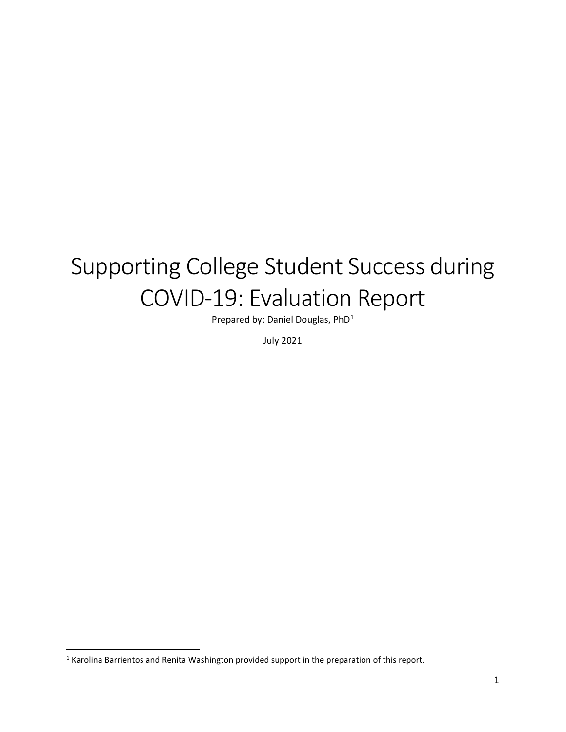# Supporting College Student Success during COVID-19: Evaluation Report

Prepared by: Daniel Douglas, PhD[1]

July 2021

[1] Karolina Barrientos and Renita Washington provided support in the preparation of this report.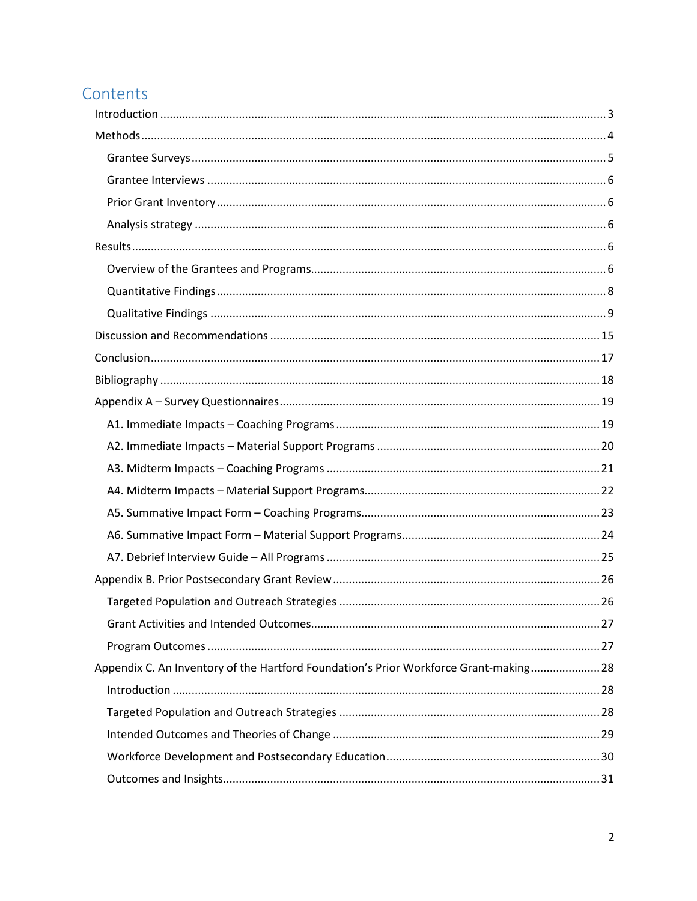# Contents

- Introduction ........................................................ 3
- Methods ........................................................ 4
  - Grantee Surveys ........................................................ 5
  - Grantee Interviews ........................................................ 6
  - Prior Grant Inventory ........................................................ 6
  - Analysis strategy ........................................................ 6
- Results ........................................................ 6
  - Overview of the Grantees and Programs ........................................................ 6
  - Quantitative Findings ........................................................ 8
  - Qualitative Findings ........................................................ 9
- Discussion and Recommendations ........................................................ 15
- Conclusion ........................................................ 17
- Bibliography ........................................................ 18
- Appendix A – Survey Questionnaires ........................................................ 19
  - A1. Immediate Impacts – Coaching Programs ........................................................ 19
  - A2. Immediate Impacts – Material Support Programs ........................................................ 20
  - A3. Midterm Impacts – Coaching Programs ........................................................ 21
  - A4. Midterm Impacts – Material Support Programs ........................................................ 22
  - A5. Summative Impact Form – Coaching Programs ........................................................ 23
  - A6. Summative Impact Form – Material Support Programs ........................................................ 24
  - A7. Debrief Interview Guide – All Programs ........................................................ 25
- Appendix B. Prior Postsecondary Grant Review ........................................................ 26
  - Targeted Population and Outreach Strategies ........................................................ 26
  - Grant Activities and Intended Outcomes ........................................................ 27
  - Program Outcomes ........................................................ 27
- Appendix C. An Inventory of the Hartford Foundation's Prior Workforce Grant-making ........................................................ 28
  - Introduction ........................................................ 28
  - Targeted Population and Outreach Strategies ........................................................ 28
  - Intended Outcomes and Theories of Change ........................................................ 29
  - Workforce Development and Postsecondary Education ........................................................ 30
  - Outcomes and Insights ........................................................ 31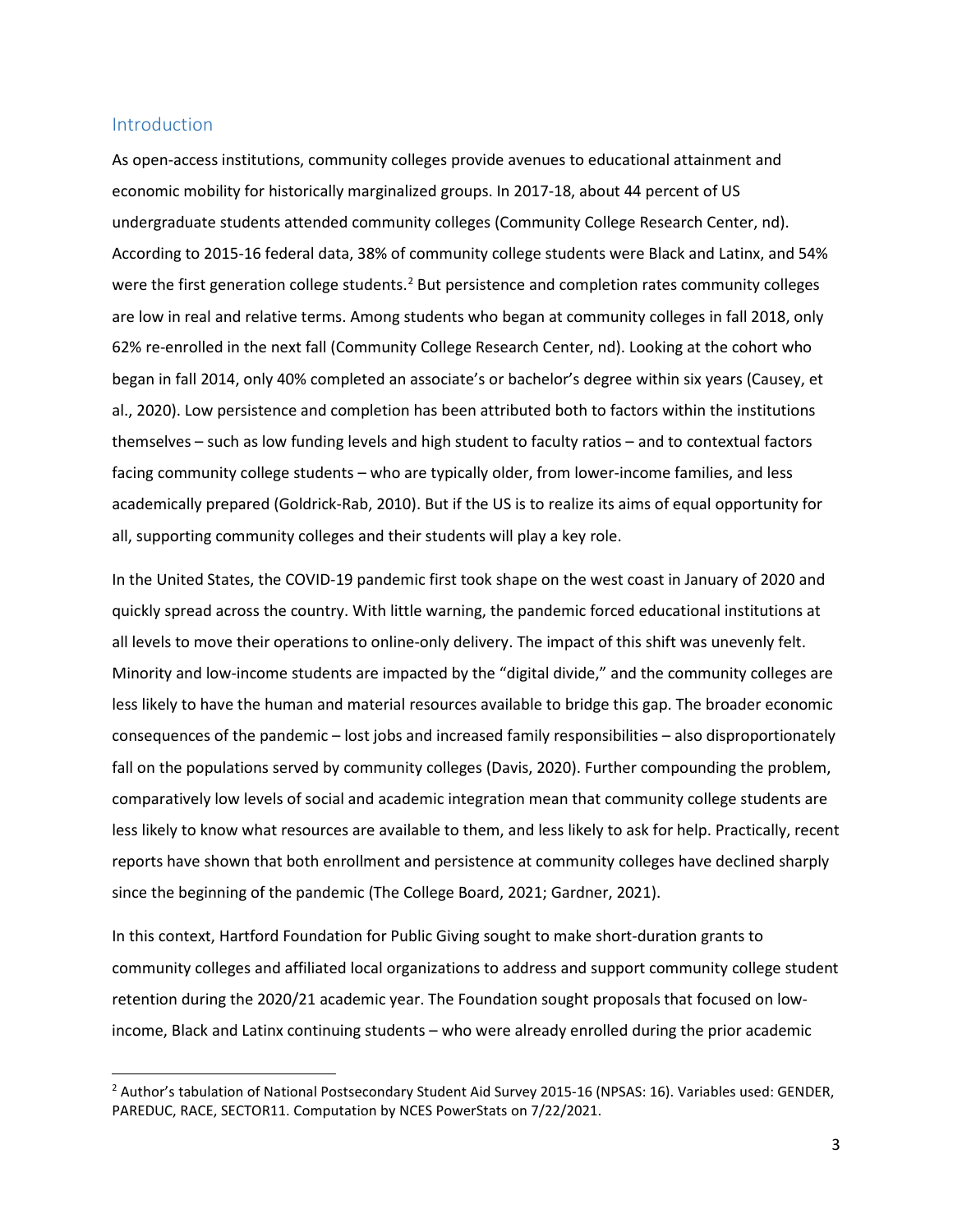## Introduction

As open-access institutions, community colleges provide avenues to educational attainment and economic mobility for historically marginalized groups. In 2017-18, about 44 percent of US undergraduate students attended community colleges (Community College Research Center, nd). According to 2015-16 federal data, 38% of community college students were Black and Latinx, and 54% were the first generation college students.[2] But persistence and completion rates community colleges are low in real and relative terms. Among students who began at community colleges in fall 2018, only 62% re-enrolled in the next fall (Community College Research Center, nd). Looking at the cohort who began in fall 2014, only 40% completed an associate's or bachelor's degree within six years (Causey, et al., 2020). Low persistence and completion has been attributed both to factors within the institutions themselves – such as low funding levels and high student to faculty ratios – and to contextual factors facing community college students – who are typically older, from lower-income families, and less academically prepared (Goldrick-Rab, 2010). But if the US is to realize its aims of equal opportunity for all, supporting community colleges and their students will play a key role.

In the United States, the COVID-19 pandemic first took shape on the west coast in January of 2020 and quickly spread across the country. With little warning, the pandemic forced educational institutions at all levels to move their operations to online-only delivery. The impact of this shift was unevenly felt. Minority and low-income students are impacted by the "digital divide," and the community colleges are less likely to have the human and material resources available to bridge this gap. The broader economic consequences of the pandemic – lost jobs and increased family responsibilities – also disproportionately fall on the populations served by community colleges (Davis, 2020). Further compounding the problem, comparatively low levels of social and academic integration mean that community college students are less likely to know what resources are available to them, and less likely to ask for help. Practically, recent reports have shown that both enrollment and persistence at community colleges have declined sharply since the beginning of the pandemic (The College Board, 2021; Gardner, 2021).

In this context, Hartford Foundation for Public Giving sought to make short-duration grants to community colleges and affiliated local organizations to address and support community college student retention during the 2020/21 academic year. The Foundation sought proposals that focused on low-income, Black and Latinx continuing students – who were already enrolled during the prior academic

---

[2] Author's tabulation of National Postsecondary Student Aid Survey 2015-16 (NPSAS: 16). Variables used: GENDER, PAREDUC, RACE, SECTOR11. Computation by NCES PowerStats on 7/22/2021.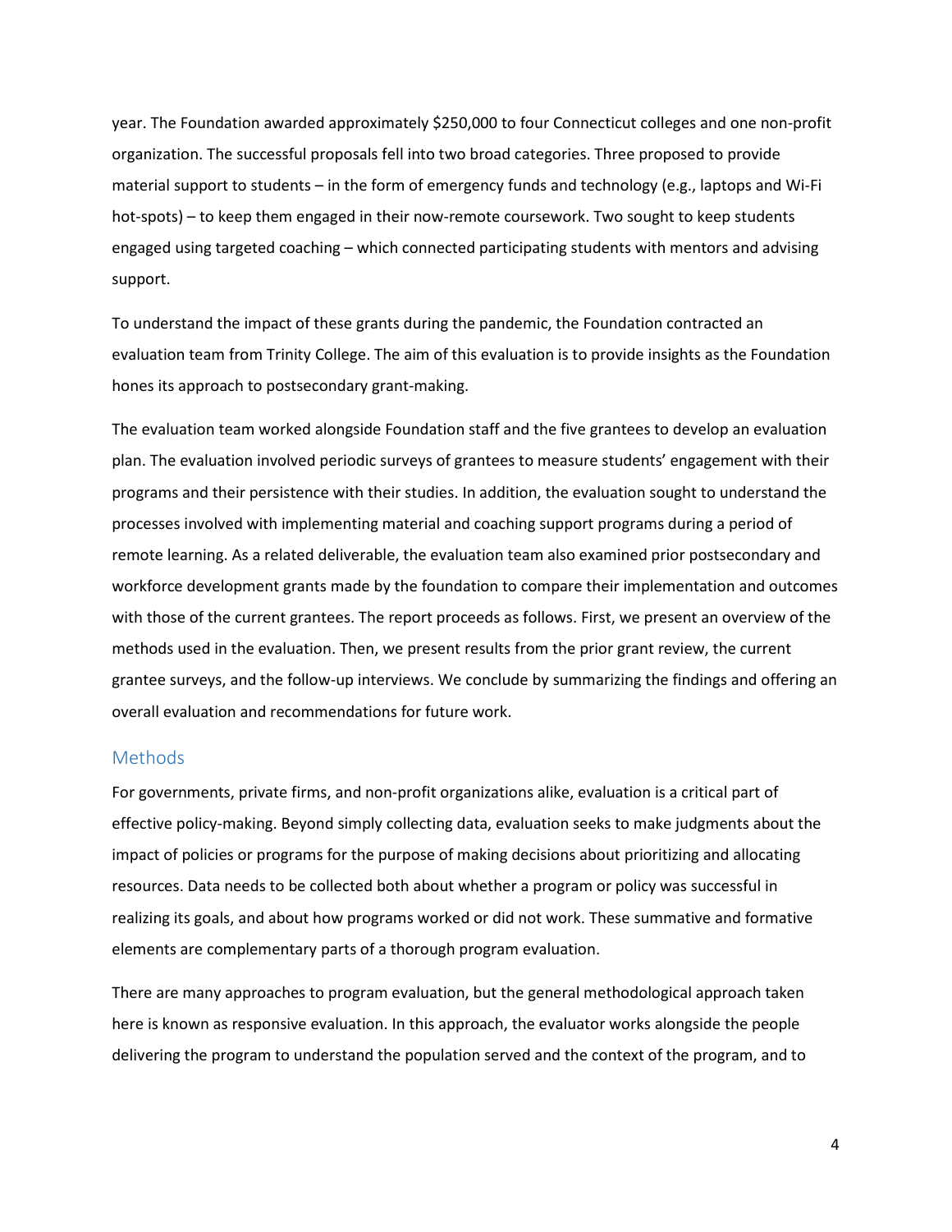year. The Foundation awarded approximately $250,000 to four Connecticut colleges and one non-profit organization. The successful proposals fell into two broad categories. Three proposed to provide material support to students – in the form of emergency funds and technology (e.g., laptops and Wi-Fi hot-spots) – to keep them engaged in their now-remote coursework. Two sought to keep students engaged using targeted coaching – which connected participating students with mentors and advising support.

To understand the impact of these grants during the pandemic, the Foundation contracted an evaluation team from Trinity College. The aim of this evaluation is to provide insights as the Foundation hones its approach to postsecondary grant-making.

The evaluation team worked alongside Foundation staff and the five grantees to develop an evaluation plan. The evaluation involved periodic surveys of grantees to measure students' engagement with their programs and their persistence with their studies. In addition, the evaluation sought to understand the processes involved with implementing material and coaching support programs during a period of remote learning. As a related deliverable, the evaluation team also examined prior postsecondary and workforce development grants made by the foundation to compare their implementation and outcomes with those of the current grantees. The report proceeds as follows. First, we present an overview of the methods used in the evaluation. Then, we present results from the prior grant review, the current grantee surveys, and the follow-up interviews. We conclude by summarizing the findings and offering an overall evaluation and recommendations for future work.

## Methods

For governments, private firms, and non-profit organizations alike, evaluation is a critical part of effective policy-making. Beyond simply collecting data, evaluation seeks to make judgments about the impact of policies or programs for the purpose of making decisions about prioritizing and allocating resources. Data needs to be collected both about whether a program or policy was successful in realizing its goals, and about how programs worked or did not work. These summative and formative elements are complementary parts of a thorough program evaluation.

There are many approaches to program evaluation, but the general methodological approach taken here is known as responsive evaluation. In this approach, the evaluator works alongside the people delivering the program to understand the population served and the context of the program, and to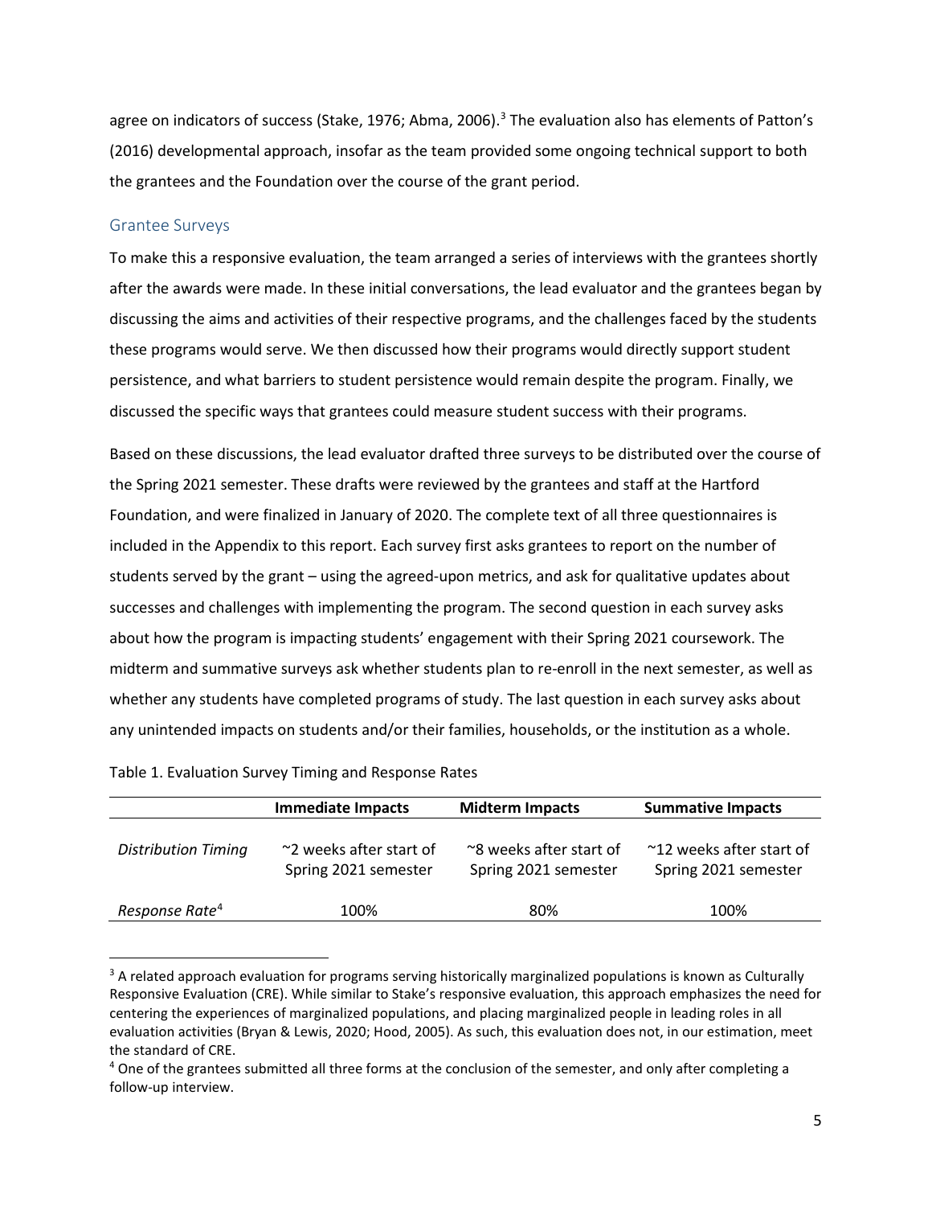agree on indicators of success (Stake, 1976; Abma, 2006).[3] The evaluation also has elements of Patton's (2016) developmental approach, insofar as the team provided some ongoing technical support to both the grantees and the Foundation over the course of the grant period.

## Grantee Surveys

To make this a responsive evaluation, the team arranged a series of interviews with the grantees shortly after the awards were made. In these initial conversations, the lead evaluator and the grantees began by discussing the aims and activities of their respective programs, and the challenges faced by the students these programs would serve. We then discussed how their programs would directly support student persistence, and what barriers to student persistence would remain despite the program. Finally, we discussed the specific ways that grantees could measure student success with their programs.

Based on these discussions, the lead evaluator drafted three surveys to be distributed over the course of the Spring 2021 semester. These drafts were reviewed by the grantees and staff at the Hartford Foundation, and were finalized in January of 2020. The complete text of all three questionnaires is included in the Appendix to this report. Each survey first asks grantees to report on the number of students served by the grant – using the agreed-upon metrics, and ask for qualitative updates about successes and challenges with implementing the program. The second question in each survey asks about how the program is impacting students' engagement with their Spring 2021 coursework. The midterm and summative surveys ask whether students plan to re-enroll in the next semester, as well as whether any students have completed programs of study. The last question in each survey asks about any unintended impacts on students and/or their families, households, or the institution as a whole.

Table 1. Evaluation Survey Timing and Response Rates

| | **Immediate Impacts** | **Midterm Impacts** | **Summative Impacts** |
|---|---|---|---|
| *Distribution Timing* | ~2 weeks after start of Spring 2021 semester | ~8 weeks after start of Spring 2021 semester | ~12 weeks after start of Spring 2021 semester |
| *Response Rate*[4] | 100% | 80% | 100% |

[3] A related approach evaluation for programs serving historically marginalized populations is known as Culturally Responsive Evaluation (CRE). While similar to Stake's responsive evaluation, this approach emphasizes the need for centering the experiences of marginalized populations, and placing marginalized people in leading roles in all evaluation activities (Bryan & Lewis, 2020; Hood, 2005). As such, this evaluation does not, in our estimation, meet the standard of CRE.

[4] One of the grantees submitted all three forms at the conclusion of the semester, and only after completing a follow-up interview.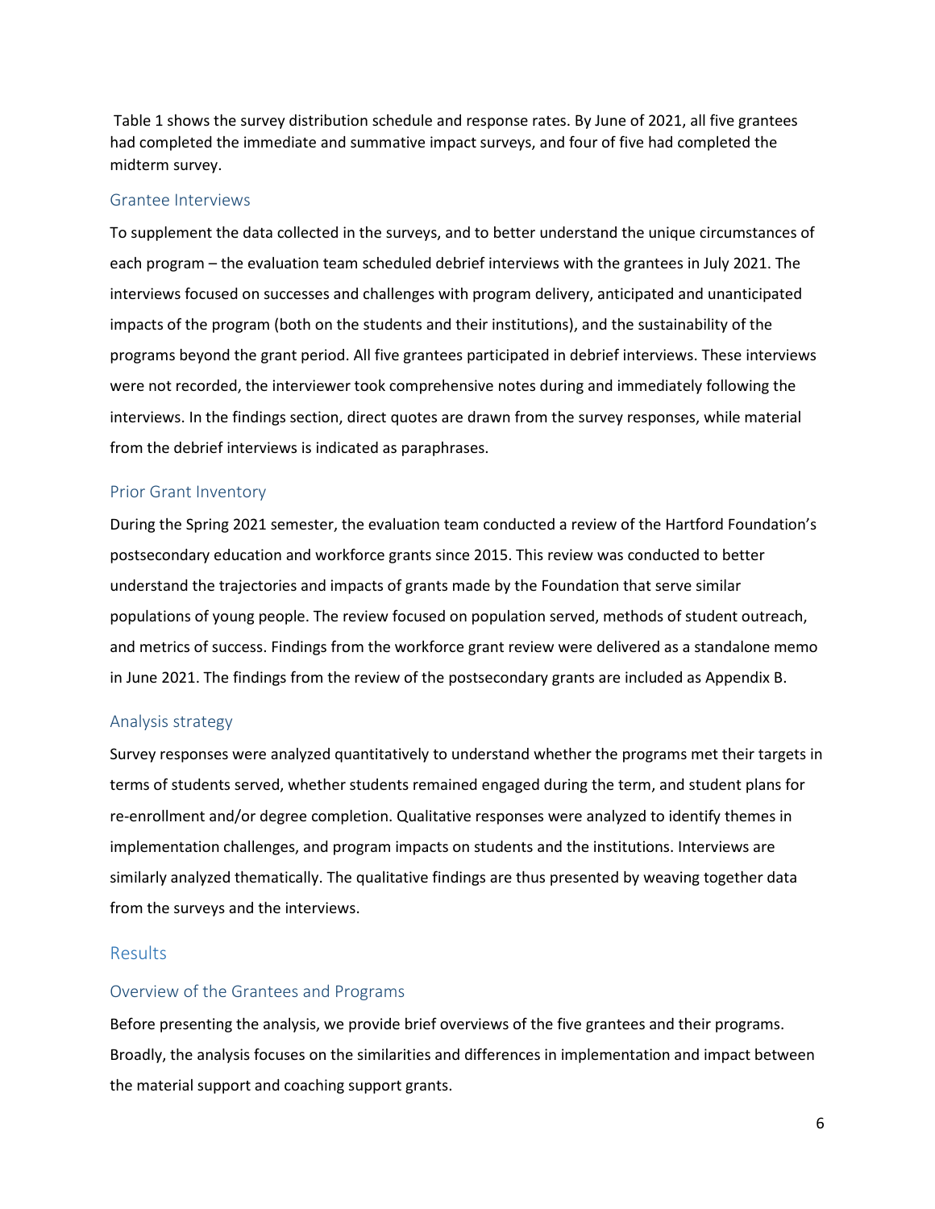Table 1 shows the survey distribution schedule and response rates. By June of 2021, all five grantees had completed the immediate and summative impact surveys, and four of five had completed the midterm survey.

### Grantee Interviews

To supplement the data collected in the surveys, and to better understand the unique circumstances of each program – the evaluation team scheduled debrief interviews with the grantees in July 2021. The interviews focused on successes and challenges with program delivery, anticipated and unanticipated impacts of the program (both on the students and their institutions), and the sustainability of the programs beyond the grant period. All five grantees participated in debrief interviews. These interviews were not recorded, the interviewer took comprehensive notes during and immediately following the interviews. In the findings section, direct quotes are drawn from the survey responses, while material from the debrief interviews is indicated as paraphrases.

### Prior Grant Inventory

During the Spring 2021 semester, the evaluation team conducted a review of the Hartford Foundation's postsecondary education and workforce grants since 2015. This review was conducted to better understand the trajectories and impacts of grants made by the Foundation that serve similar populations of young people. The review focused on population served, methods of student outreach, and metrics of success. Findings from the workforce grant review were delivered as a standalone memo in June 2021. The findings from the review of the postsecondary grants are included as Appendix B.

### Analysis strategy

Survey responses were analyzed quantitatively to understand whether the programs met their targets in terms of students served, whether students remained engaged during the term, and student plans for re-enrollment and/or degree completion. Qualitative responses were analyzed to identify themes in implementation challenges, and program impacts on students and the institutions. Interviews are similarly analyzed thematically. The qualitative findings are thus presented by weaving together data from the surveys and the interviews.

## Results

### Overview of the Grantees and Programs

Before presenting the analysis, we provide brief overviews of the five grantees and their programs. Broadly, the analysis focuses on the similarities and differences in implementation and impact between the material support and coaching support grants.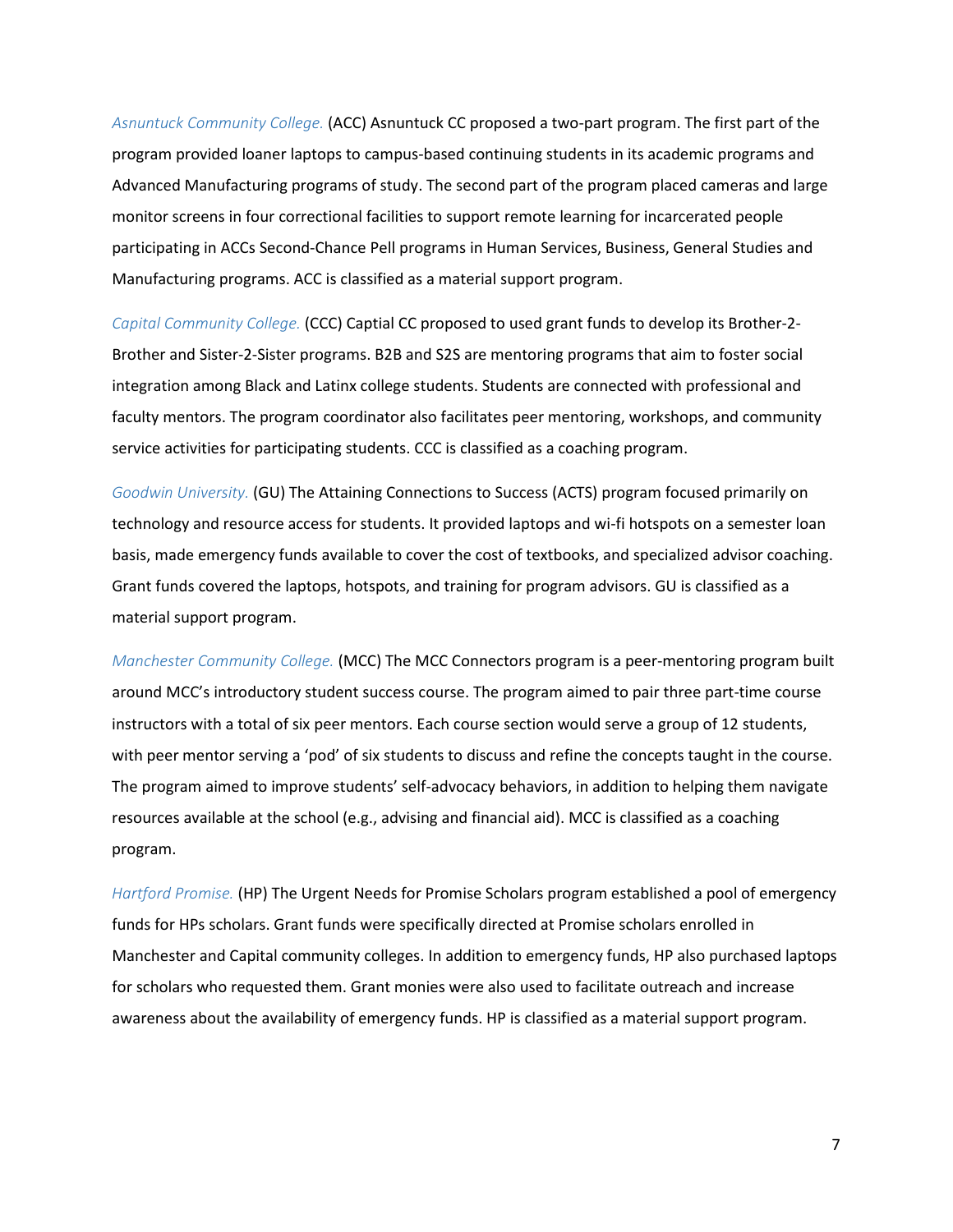*Asnuntuck Community College.* (ACC) Asnuntuck CC proposed a two-part program. The first part of the program provided loaner laptops to campus-based continuing students in its academic programs and Advanced Manufacturing programs of study. The second part of the program placed cameras and large monitor screens in four correctional facilities to support remote learning for incarcerated people participating in ACCs Second-Chance Pell programs in Human Services, Business, General Studies and Manufacturing programs. ACC is classified as a material support program.

*Capital Community College.* (CCC) Captial CC proposed to used grant funds to develop its Brother-2-Brother and Sister-2-Sister programs. B2B and S2S are mentoring programs that aim to foster social integration among Black and Latinx college students. Students are connected with professional and faculty mentors. The program coordinator also facilitates peer mentoring, workshops, and community service activities for participating students. CCC is classified as a coaching program.

*Goodwin University.* (GU) The Attaining Connections to Success (ACTS) program focused primarily on technology and resource access for students. It provided laptops and wi-fi hotspots on a semester loan basis, made emergency funds available to cover the cost of textbooks, and specialized advisor coaching. Grant funds covered the laptops, hotspots, and training for program advisors. GU is classified as a material support program.

*Manchester Community College.* (MCC) The MCC Connectors program is a peer-mentoring program built around MCC's introductory student success course. The program aimed to pair three part-time course instructors with a total of six peer mentors. Each course section would serve a group of 12 students, with peer mentor serving a 'pod' of six students to discuss and refine the concepts taught in the course. The program aimed to improve students' self-advocacy behaviors, in addition to helping them navigate resources available at the school (e.g., advising and financial aid). MCC is classified as a coaching program.

*Hartford Promise.* (HP) The Urgent Needs for Promise Scholars program established a pool of emergency funds for HPs scholars. Grant funds were specifically directed at Promise scholars enrolled in Manchester and Capital community colleges. In addition to emergency funds, HP also purchased laptops for scholars who requested them. Grant monies were also used to facilitate outreach and increase awareness about the availability of emergency funds. HP is classified as a material support program.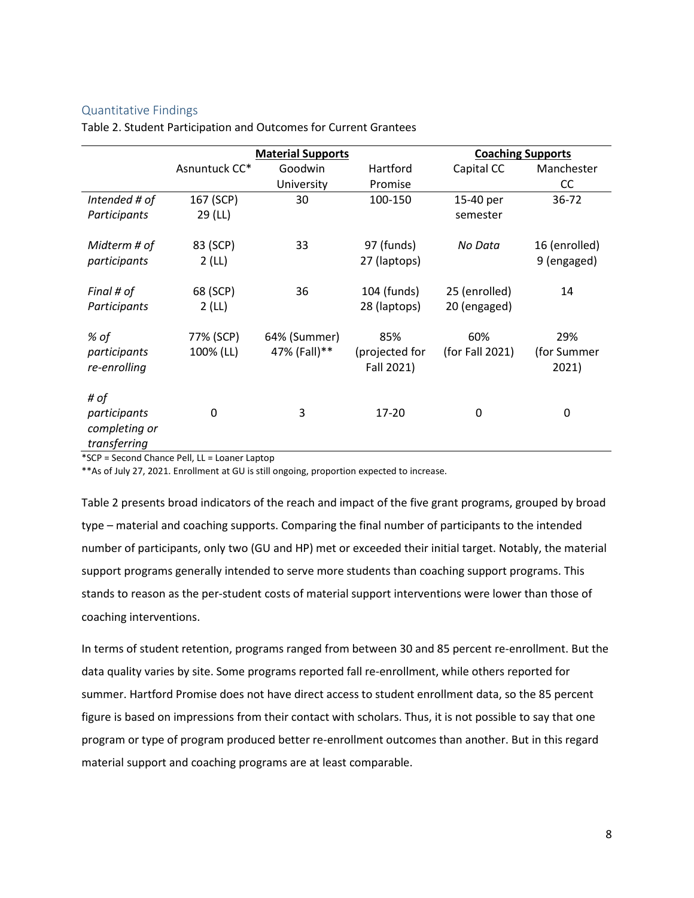## Quantitative Findings

Table 2. Student Participation and Outcomes for Current Grantees

| | Material Supports | | | Coaching Supports | |
|---|---|---|---|---|---|
| | Asnuntuck CC* | Goodwin University | Hartford Promise | Capital CC | Manchester CC |
| *Intended # of Participants* | 167 (SCP) 29 (LL) | 30 | 100-150 | 15-40 per semester | 36-72 |
| *Midterm # of participants* | 83 (SCP) 2 (LL) | 33 | 97 (funds) 27 (laptops) | *No Data* | 16 (enrolled) 9 (engaged) |
| *Final # of Participants* | 68 (SCP) 2 (LL) | 36 | 104 (funds) 28 (laptops) | 25 (enrolled) 20 (engaged) | 14 |
| *% of participants re-enrolling* | 77% (SCP) 100% (LL) | 64% (Summer) 47% (Fall)** | 85% (projected for Fall 2021) | 60% (for Fall 2021) | 29% (for Summer 2021) |
| *# of participants completing or transferring* | 0 | 3 | 17-20 | 0 | 0 |

*SCP = Second Chance Pell, LL = Loaner Laptop

**As of July 27, 2021. Enrollment at GU is still ongoing, proportion expected to increase.

Table 2 presents broad indicators of the reach and impact of the five grant programs, grouped by broad type – material and coaching supports. Comparing the final number of participants to the intended number of participants, only two (GU and HP) met or exceeded their initial target. Notably, the material support programs generally intended to serve more students than coaching support programs. This stands to reason as the per-student costs of material support interventions were lower than those of coaching interventions.

In terms of student retention, programs ranged from between 30 and 85 percent re-enrollment. But the data quality varies by site. Some programs reported fall re-enrollment, while others reported for summer. Hartford Promise does not have direct access to student enrollment data, so the 85 percent figure is based on impressions from their contact with scholars. Thus, it is not possible to say that one program or type of program produced better re-enrollment outcomes than another. But in this regard material support and coaching programs are at least comparable.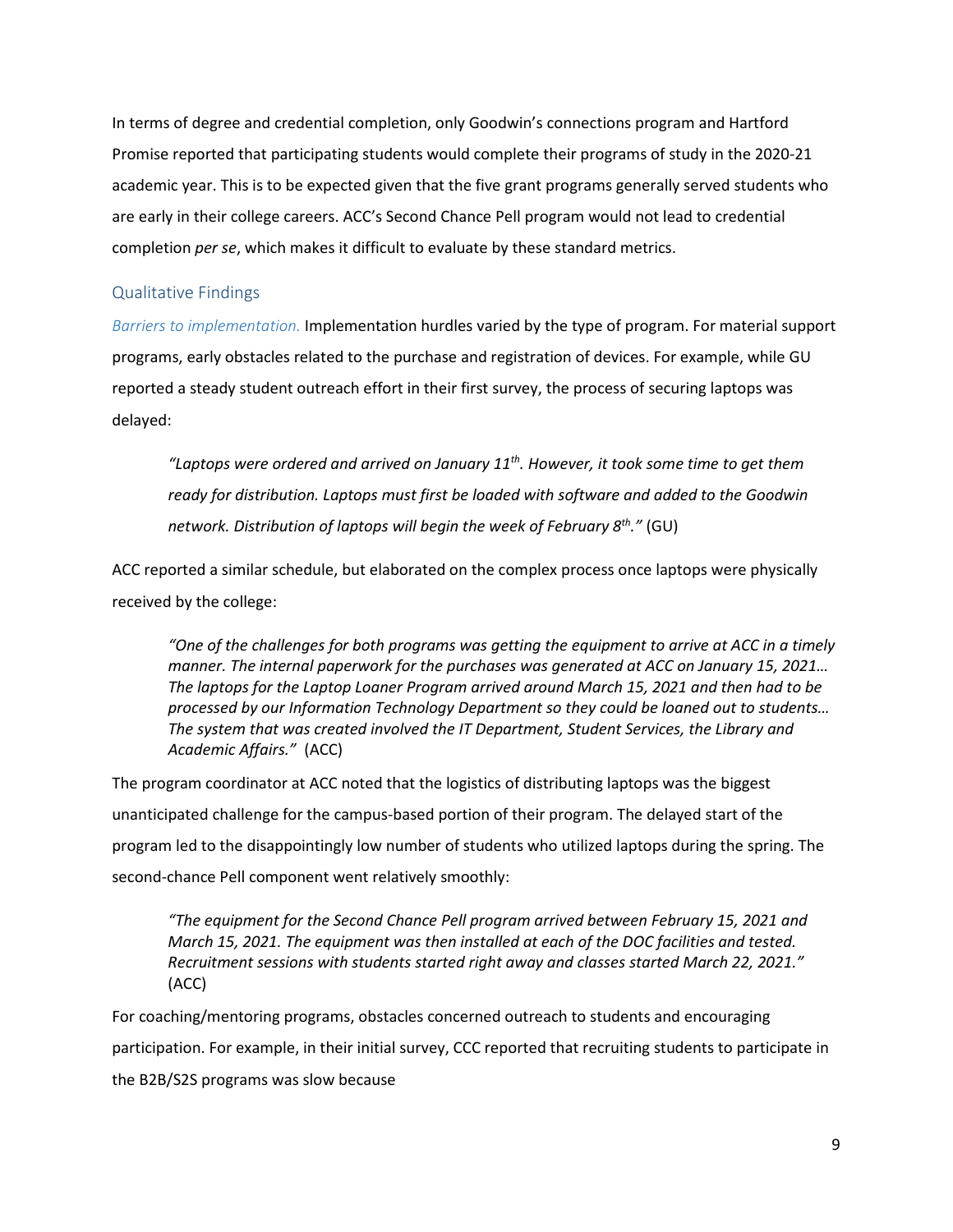In terms of degree and credential completion, only Goodwin's connections program and Hartford Promise reported that participating students would complete their programs of study in the 2020-21 academic year. This is to be expected given that the five grant programs generally served students who are early in their college careers. ACC's Second Chance Pell program would not lead to credential completion *per se*, which makes it difficult to evaluate by these standard metrics.

### Qualitative Findings

*Barriers to implementation.* Implementation hurdles varied by the type of program. For material support programs, early obstacles related to the purchase and registration of devices. For example, while GU reported a steady student outreach effort in their first survey, the process of securing laptops was delayed:

> *"Laptops were ordered and arrived on January 11th. However, it took some time to get them ready for distribution. Laptops must first be loaded with software and added to the Goodwin network. Distribution of laptops will begin the week of February 8th."* (GU)

ACC reported a similar schedule, but elaborated on the complex process once laptops were physically received by the college:

> *"One of the challenges for both programs was getting the equipment to arrive at ACC in a timely manner. The internal paperwork for the purchases was generated at ACC on January 15, 2021… The laptops for the Laptop Loaner Program arrived around March 15, 2021 and then had to be processed by our Information Technology Department so they could be loaned out to students… The system that was created involved the IT Department, Student Services, the Library and Academic Affairs."* (ACC)

The program coordinator at ACC noted that the logistics of distributing laptops was the biggest unanticipated challenge for the campus-based portion of their program. The delayed start of the program led to the disappointingly low number of students who utilized laptops during the spring. The second-chance Pell component went relatively smoothly:

> *"The equipment for the Second Chance Pell program arrived between February 15, 2021 and March 15, 2021. The equipment was then installed at each of the DOC facilities and tested. Recruitment sessions with students started right away and classes started March 22, 2021."* (ACC)

For coaching/mentoring programs, obstacles concerned outreach to students and encouraging participation. For example, in their initial survey, CCC reported that recruiting students to participate in the B2B/S2S programs was slow because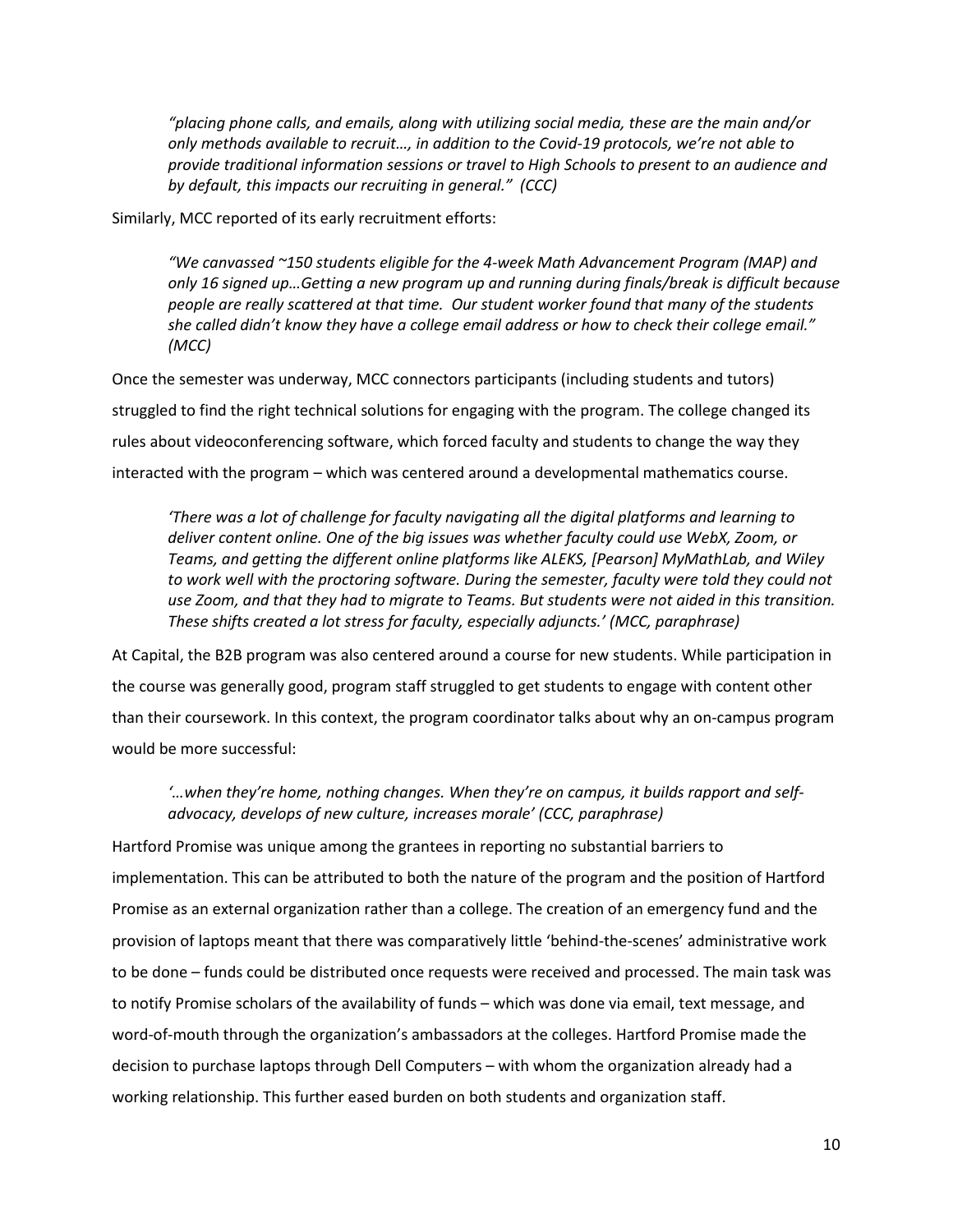*"placing phone calls, and emails, along with utilizing social media, these are the main and/or only methods available to recruit…, in addition to the Covid-19 protocols, we're not able to provide traditional information sessions or travel to High Schools to present to an audience and by default, this impacts our recruiting in general." (CCC)*

Similarly, MCC reported of its early recruitment efforts:

*"We canvassed ~150 students eligible for the 4-week Math Advancement Program (MAP) and only 16 signed up…Getting a new program up and running during finals/break is difficult because people are really scattered at that time. Our student worker found that many of the students she called didn't know they have a college email address or how to check their college email." (MCC)*

Once the semester was underway, MCC connectors participants (including students and tutors) struggled to find the right technical solutions for engaging with the program. The college changed its rules about videoconferencing software, which forced faculty and students to change the way they interacted with the program – which was centered around a developmental mathematics course.

*'There was a lot of challenge for faculty navigating all the digital platforms and learning to deliver content online. One of the big issues was whether faculty could use WebX, Zoom, or Teams, and getting the different online platforms like ALEKS, [Pearson] MyMathLab, and Wiley to work well with the proctoring software. During the semester, faculty were told they could not use Zoom, and that they had to migrate to Teams. But students were not aided in this transition. These shifts created a lot stress for faculty, especially adjuncts.' (MCC, paraphrase)*

At Capital, the B2B program was also centered around a course for new students. While participation in the course was generally good, program staff struggled to get students to engage with content other than their coursework. In this context, the program coordinator talks about why an on-campus program would be more successful:

*'…when they're home, nothing changes. When they're on campus, it builds rapport and self-advocacy, develops of new culture, increases morale' (CCC, paraphrase)*

Hartford Promise was unique among the grantees in reporting no substantial barriers to implementation. This can be attributed to both the nature of the program and the position of Hartford Promise as an external organization rather than a college. The creation of an emergency fund and the provision of laptops meant that there was comparatively little 'behind-the-scenes' administrative work to be done – funds could be distributed once requests were received and processed. The main task was to notify Promise scholars of the availability of funds – which was done via email, text message, and word-of-mouth through the organization's ambassadors at the colleges. Hartford Promise made the decision to purchase laptops through Dell Computers – with whom the organization already had a working relationship. This further eased burden on both students and organization staff.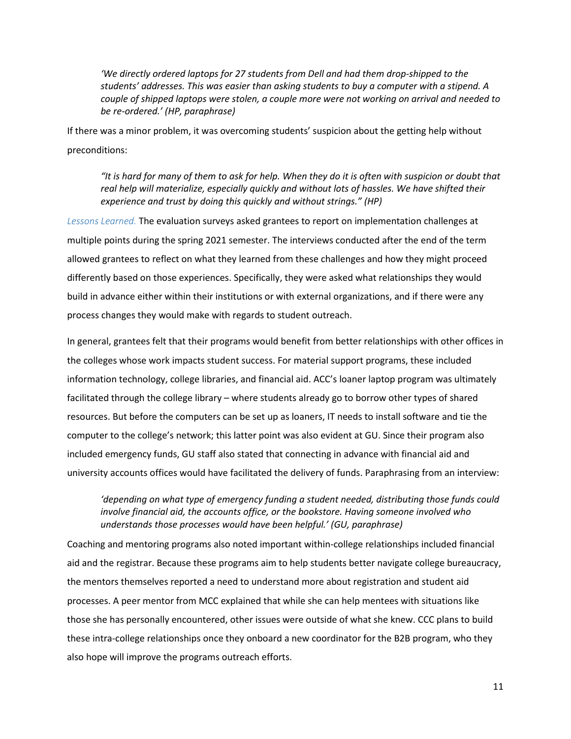> *'We directly ordered laptops for 27 students from Dell and had them drop-shipped to the students' addresses. This was easier than asking students to buy a computer with a stipend. A couple of shipped laptops were stolen, a couple more were not working on arrival and needed to be re-ordered.' (HP, paraphrase)*

If there was a minor problem, it was overcoming students' suspicion about the getting help without preconditions:

> *"It is hard for many of them to ask for help. When they do it is often with suspicion or doubt that real help will materialize, especially quickly and without lots of hassles. We have shifted their experience and trust by doing this quickly and without strings." (HP)*

*Lessons Learned.* The evaluation surveys asked grantees to report on implementation challenges at multiple points during the spring 2021 semester. The interviews conducted after the end of the term allowed grantees to reflect on what they learned from these challenges and how they might proceed differently based on those experiences. Specifically, they were asked what relationships they would build in advance either within their institutions or with external organizations, and if there were any process changes they would make with regards to student outreach.

In general, grantees felt that their programs would benefit from better relationships with other offices in the colleges whose work impacts student success. For material support programs, these included information technology, college libraries, and financial aid. ACC's loaner laptop program was ultimately facilitated through the college library – where students already go to borrow other types of shared resources. But before the computers can be set up as loaners, IT needs to install software and tie the computer to the college's network; this latter point was also evident at GU. Since their program also included emergency funds, GU staff also stated that connecting in advance with financial aid and university accounts offices would have facilitated the delivery of funds. Paraphrasing from an interview:

> *'depending on what type of emergency funding a student needed, distributing those funds could involve financial aid, the accounts office, or the bookstore. Having someone involved who understands those processes would have been helpful.' (GU, paraphrase)*

Coaching and mentoring programs also noted important within-college relationships included financial aid and the registrar. Because these programs aim to help students better navigate college bureaucracy, the mentors themselves reported a need to understand more about registration and student aid processes. A peer mentor from MCC explained that while she can help mentees with situations like those she has personally encountered, other issues were outside of what she knew. CCC plans to build these intra-college relationships once they onboard a new coordinator for the B2B program, who they also hope will improve the programs outreach efforts.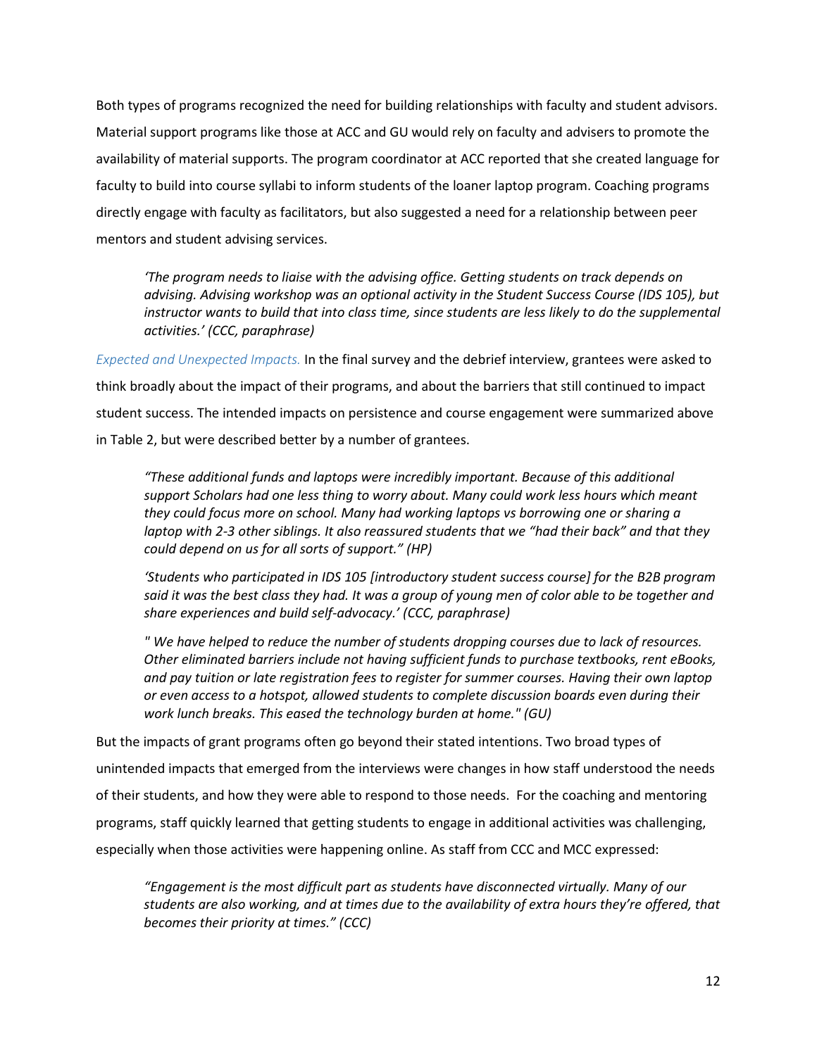Both types of programs recognized the need for building relationships with faculty and student advisors. Material support programs like those at ACC and GU would rely on faculty and advisers to promote the availability of material supports. The program coordinator at ACC reported that she created language for faculty to build into course syllabi to inform students of the loaner laptop program. Coaching programs directly engage with faculty as facilitators, but also suggested a need for a relationship between peer mentors and student advising services.

> *'The program needs to liaise with the advising office. Getting students on track depends on advising. Advising workshop was an optional activity in the Student Success Course (IDS 105), but instructor wants to build that into class time, since students are less likely to do the supplemental activities.' (CCC, paraphrase)*

*Expected and Unexpected Impacts.* In the final survey and the debrief interview, grantees were asked to think broadly about the impact of their programs, and about the barriers that still continued to impact student success. The intended impacts on persistence and course engagement were summarized above in Table 2, but were described better by a number of grantees.

> *"These additional funds and laptops were incredibly important. Because of this additional support Scholars had one less thing to worry about. Many could work less hours which meant they could focus more on school. Many had working laptops vs borrowing one or sharing a laptop with 2-3 other siblings. It also reassured students that we "had their back" and that they could depend on us for all sorts of support." (HP)*

> *'Students who participated in IDS 105 [introductory student success course] for the B2B program said it was the best class they had. It was a group of young men of color able to be together and share experiences and build self-advocacy.' (CCC, paraphrase)*

> *" We have helped to reduce the number of students dropping courses due to lack of resources. Other eliminated barriers include not having sufficient funds to purchase textbooks, rent eBooks, and pay tuition or late registration fees to register for summer courses. Having their own laptop or even access to a hotspot, allowed students to complete discussion boards even during their work lunch breaks. This eased the technology burden at home." (GU)*

But the impacts of grant programs often go beyond their stated intentions. Two broad types of unintended impacts that emerged from the interviews were changes in how staff understood the needs of their students, and how they were able to respond to those needs. For the coaching and mentoring programs, staff quickly learned that getting students to engage in additional activities was challenging, especially when those activities were happening online. As staff from CCC and MCC expressed:

> *"Engagement is the most difficult part as students have disconnected virtually. Many of our students are also working, and at times due to the availability of extra hours they're offered, that becomes their priority at times." (CCC)*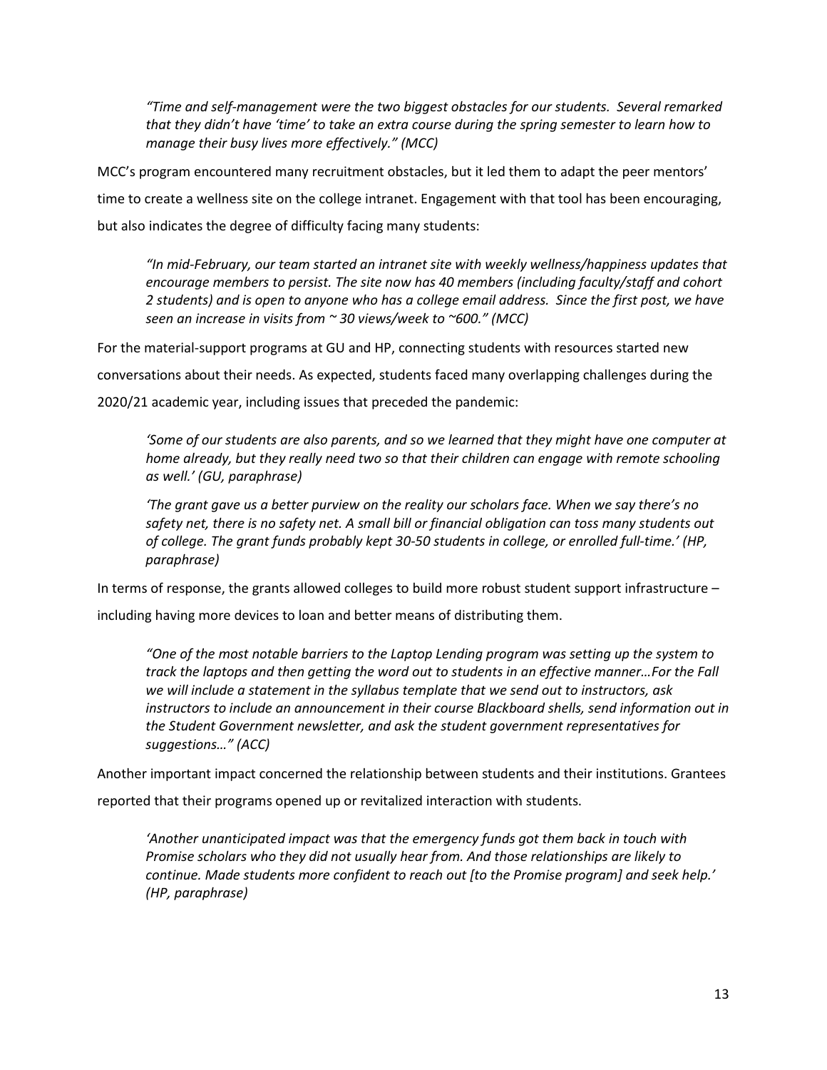*"Time and self-management were the two biggest obstacles for our students. Several remarked that they didn't have 'time' to take an extra course during the spring semester to learn how to manage their busy lives more effectively." (MCC)*

MCC's program encountered many recruitment obstacles, but it led them to adapt the peer mentors' time to create a wellness site on the college intranet. Engagement with that tool has been encouraging, but also indicates the degree of difficulty facing many students:

*"In mid-February, our team started an intranet site with weekly wellness/happiness updates that encourage members to persist. The site now has 40 members (including faculty/staff and cohort 2 students) and is open to anyone who has a college email address. Since the first post, we have seen an increase in visits from ~ 30 views/week to ~600." (MCC)*

For the material-support programs at GU and HP, connecting students with resources started new conversations about their needs. As expected, students faced many overlapping challenges during the 2020/21 academic year, including issues that preceded the pandemic:

*'Some of our students are also parents, and so we learned that they might have one computer at home already, but they really need two so that their children can engage with remote schooling as well.' (GU, paraphrase)*

*'The grant gave us a better purview on the reality our scholars face. When we say there's no safety net, there is no safety net. A small bill or financial obligation can toss many students out of college. The grant funds probably kept 30-50 students in college, or enrolled full-time.' (HP, paraphrase)*

In terms of response, the grants allowed colleges to build more robust student support infrastructure – including having more devices to loan and better means of distributing them.

*"One of the most notable barriers to the Laptop Lending program was setting up the system to track the laptops and then getting the word out to students in an effective manner…For the Fall we will include a statement in the syllabus template that we send out to instructors, ask instructors to include an announcement in their course Blackboard shells, send information out in the Student Government newsletter, and ask the student government representatives for suggestions…" (ACC)*

Another important impact concerned the relationship between students and their institutions. Grantees reported that their programs opened up or revitalized interaction with students.

*'Another unanticipated impact was that the emergency funds got them back in touch with Promise scholars who they did not usually hear from. And those relationships are likely to continue. Made students more confident to reach out [to the Promise program] and seek help.' (HP, paraphrase)*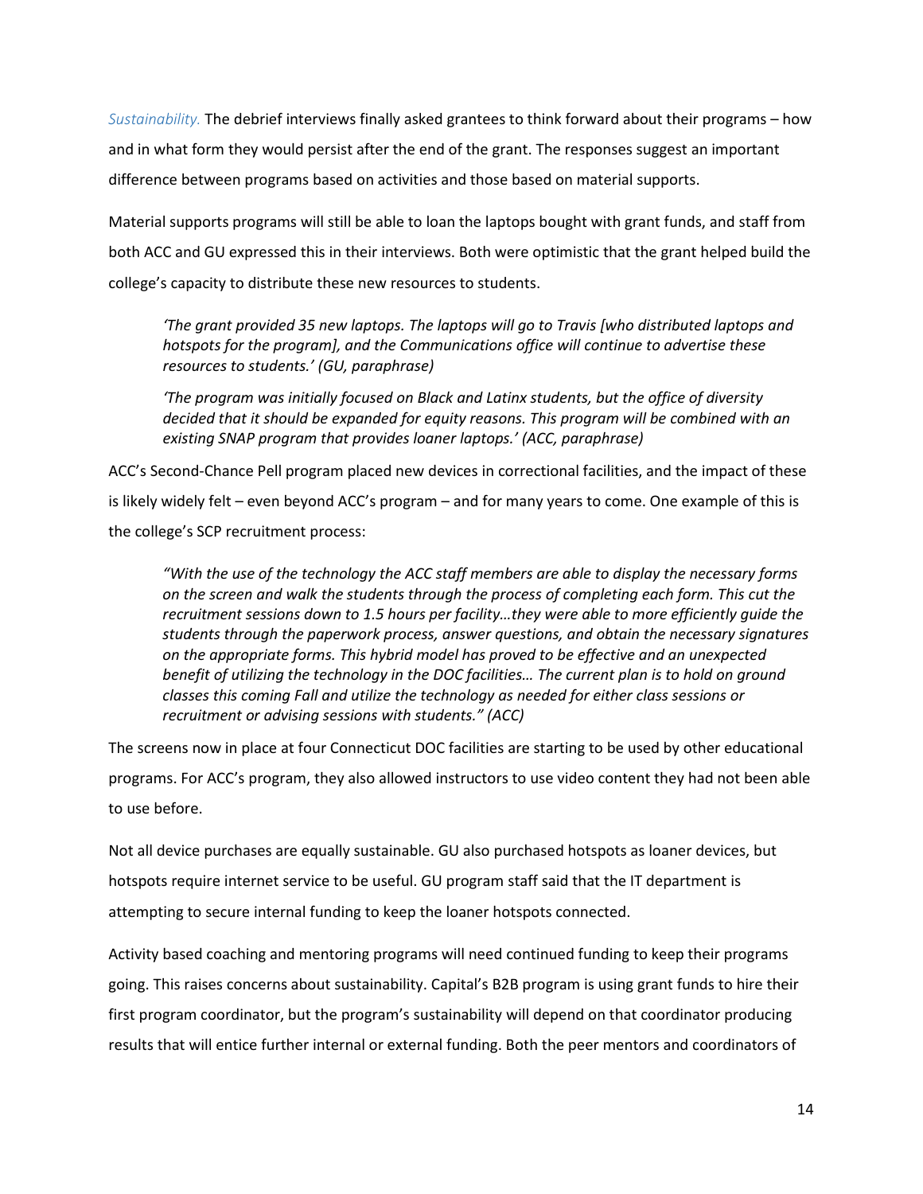*Sustainability.* The debrief interviews finally asked grantees to think forward about their programs – how and in what form they would persist after the end of the grant. The responses suggest an important difference between programs based on activities and those based on material supports.

Material supports programs will still be able to loan the laptops bought with grant funds, and staff from both ACC and GU expressed this in their interviews. Both were optimistic that the grant helped build the college's capacity to distribute these new resources to students.

> *'The grant provided 35 new laptops. The laptops will go to Travis [who distributed laptops and hotspots for the program], and the Communications office will continue to advertise these resources to students.' (GU, paraphrase)*
>
> *'The program was initially focused on Black and Latinx students, but the office of diversity decided that it should be expanded for equity reasons. This program will be combined with an existing SNAP program that provides loaner laptops.' (ACC, paraphrase)*

ACC's Second-Chance Pell program placed new devices in correctional facilities, and the impact of these is likely widely felt – even beyond ACC's program – and for many years to come. One example of this is the college's SCP recruitment process:

> *"With the use of the technology the ACC staff members are able to display the necessary forms on the screen and walk the students through the process of completing each form. This cut the recruitment sessions down to 1.5 hours per facility…they were able to more efficiently guide the students through the paperwork process, answer questions, and obtain the necessary signatures on the appropriate forms. This hybrid model has proved to be effective and an unexpected benefit of utilizing the technology in the DOC facilities… The current plan is to hold on ground classes this coming Fall and utilize the technology as needed for either class sessions or recruitment or advising sessions with students." (ACC)*

The screens now in place at four Connecticut DOC facilities are starting to be used by other educational programs. For ACC's program, they also allowed instructors to use video content they had not been able to use before.

Not all device purchases are equally sustainable. GU also purchased hotspots as loaner devices, but hotspots require internet service to be useful. GU program staff said that the IT department is attempting to secure internal funding to keep the loaner hotspots connected.

Activity based coaching and mentoring programs will need continued funding to keep their programs going. This raises concerns about sustainability. Capital's B2B program is using grant funds to hire their first program coordinator, but the program's sustainability will depend on that coordinator producing results that will entice further internal or external funding. Both the peer mentors and coordinators of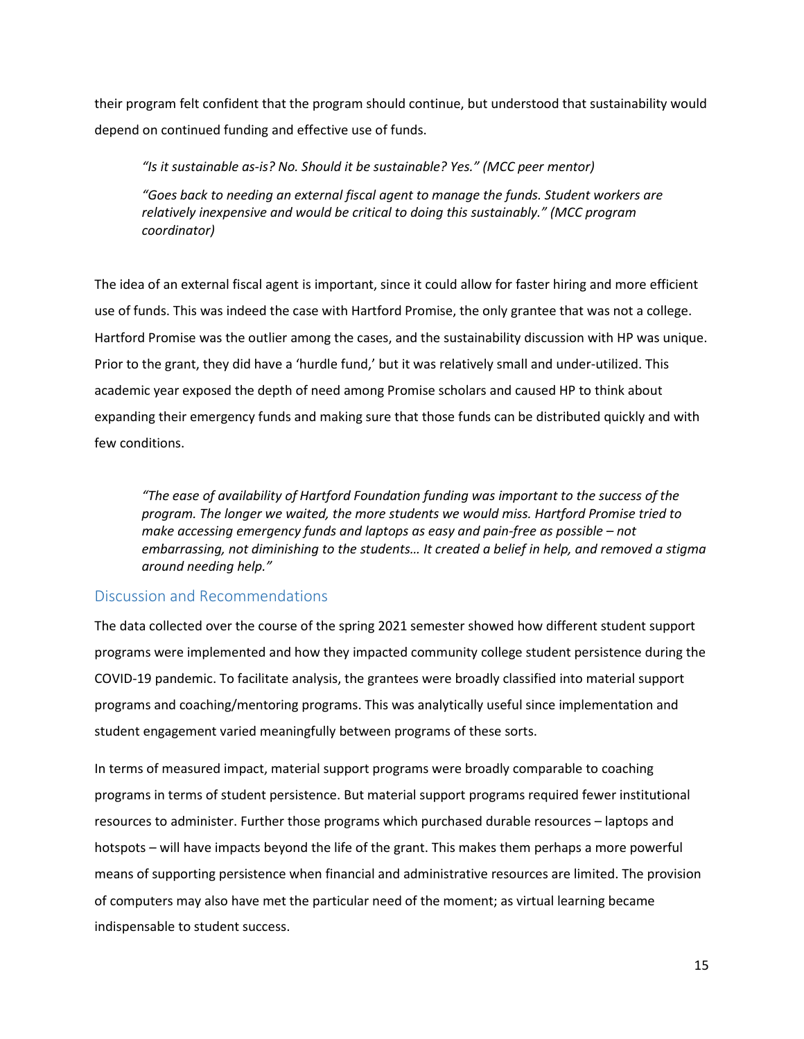their program felt confident that the program should continue, but understood that sustainability would depend on continued funding and effective use of funds.

> *"Is it sustainable as-is? No. Should it be sustainable? Yes." (MCC peer mentor)*
>
> *"Goes back to needing an external fiscal agent to manage the funds. Student workers are relatively inexpensive and would be critical to doing this sustainably." (MCC program coordinator)*

The idea of an external fiscal agent is important, since it could allow for faster hiring and more efficient use of funds. This was indeed the case with Hartford Promise, the only grantee that was not a college. Hartford Promise was the outlier among the cases, and the sustainability discussion with HP was unique. Prior to the grant, they did have a 'hurdle fund,' but it was relatively small and under-utilized. This academic year exposed the depth of need among Promise scholars and caused HP to think about expanding their emergency funds and making sure that those funds can be distributed quickly and with few conditions.

> *"The ease of availability of Hartford Foundation funding was important to the success of the program. The longer we waited, the more students we would miss. Hartford Promise tried to make accessing emergency funds and laptops as easy and pain-free as possible – not embarrassing, not diminishing to the students… It created a belief in help, and removed a stigma around needing help."*

## Discussion and Recommendations

The data collected over the course of the spring 2021 semester showed how different student support programs were implemented and how they impacted community college student persistence during the COVID-19 pandemic. To facilitate analysis, the grantees were broadly classified into material support programs and coaching/mentoring programs. This was analytically useful since implementation and student engagement varied meaningfully between programs of these sorts.

In terms of measured impact, material support programs were broadly comparable to coaching programs in terms of student persistence. But material support programs required fewer institutional resources to administer. Further those programs which purchased durable resources – laptops and hotspots – will have impacts beyond the life of the grant. This makes them perhaps a more powerful means of supporting persistence when financial and administrative resources are limited. The provision of computers may also have met the particular need of the moment; as virtual learning became indispensable to student success.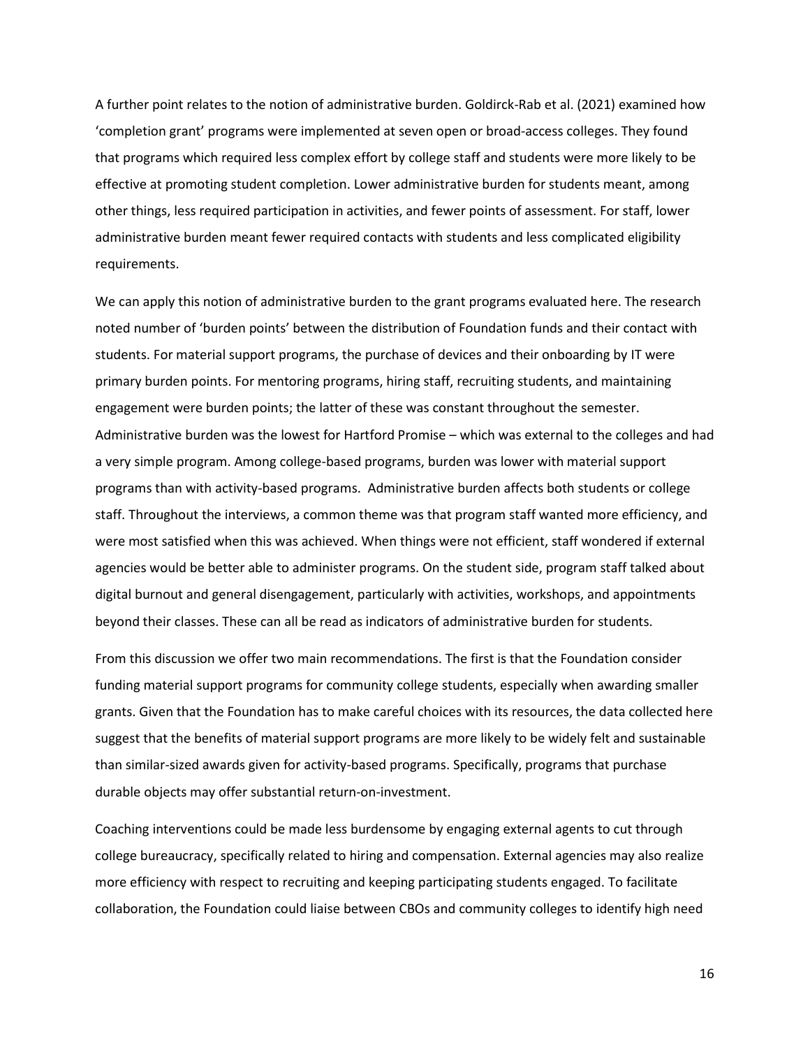A further point relates to the notion of administrative burden. Goldirck-Rab et al. (2021) examined how 'completion grant' programs were implemented at seven open or broad-access colleges. They found that programs which required less complex effort by college staff and students were more likely to be effective at promoting student completion. Lower administrative burden for students meant, among other things, less required participation in activities, and fewer points of assessment. For staff, lower administrative burden meant fewer required contacts with students and less complicated eligibility requirements.

We can apply this notion of administrative burden to the grant programs evaluated here. The research noted number of 'burden points' between the distribution of Foundation funds and their contact with students. For material support programs, the purchase of devices and their onboarding by IT were primary burden points. For mentoring programs, hiring staff, recruiting students, and maintaining engagement were burden points; the latter of these was constant throughout the semester. Administrative burden was the lowest for Hartford Promise – which was external to the colleges and had a very simple program. Among college-based programs, burden was lower with material support programs than with activity-based programs. Administrative burden affects both students or college staff. Throughout the interviews, a common theme was that program staff wanted more efficiency, and were most satisfied when this was achieved. When things were not efficient, staff wondered if external agencies would be better able to administer programs. On the student side, program staff talked about digital burnout and general disengagement, particularly with activities, workshops, and appointments beyond their classes. These can all be read as indicators of administrative burden for students.

From this discussion we offer two main recommendations. The first is that the Foundation consider funding material support programs for community college students, especially when awarding smaller grants. Given that the Foundation has to make careful choices with its resources, the data collected here suggest that the benefits of material support programs are more likely to be widely felt and sustainable than similar-sized awards given for activity-based programs. Specifically, programs that purchase durable objects may offer substantial return-on-investment.

Coaching interventions could be made less burdensome by engaging external agents to cut through college bureaucracy, specifically related to hiring and compensation. External agencies may also realize more efficiency with respect to recruiting and keeping participating students engaged. To facilitate collaboration, the Foundation could liaise between CBOs and community colleges to identify high need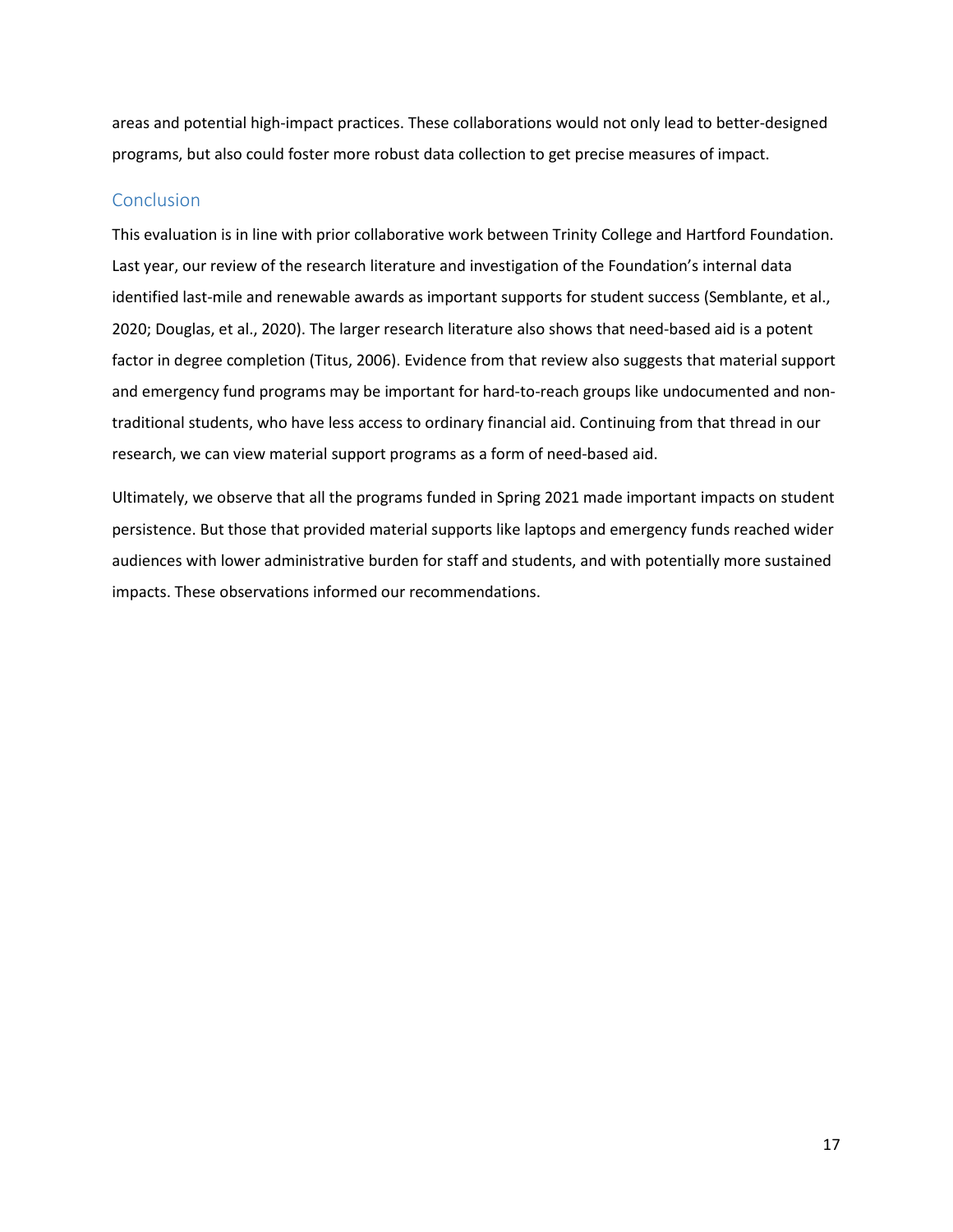areas and potential high-impact practices. These collaborations would not only lead to better-designed programs, but also could foster more robust data collection to get precise measures of impact.

## Conclusion

This evaluation is in line with prior collaborative work between Trinity College and Hartford Foundation. Last year, our review of the research literature and investigation of the Foundation's internal data identified last-mile and renewable awards as important supports for student success (Semblante, et al., 2020; Douglas, et al., 2020). The larger research literature also shows that need-based aid is a potent factor in degree completion (Titus, 2006). Evidence from that review also suggests that material support and emergency fund programs may be important for hard-to-reach groups like undocumented and non-traditional students, who have less access to ordinary financial aid. Continuing from that thread in our research, we can view material support programs as a form of need-based aid.

Ultimately, we observe that all the programs funded in Spring 2021 made important impacts on student persistence. But those that provided material supports like laptops and emergency funds reached wider audiences with lower administrative burden for staff and students, and with potentially more sustained impacts. These observations informed our recommendations.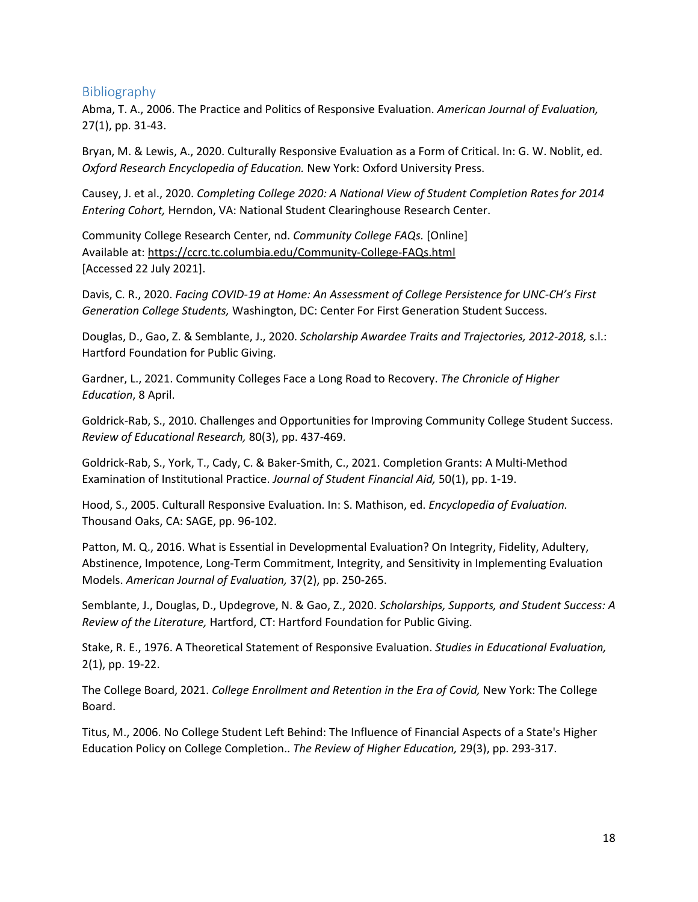## Bibliography

Abma, T. A., 2006. The Practice and Politics of Responsive Evaluation. *American Journal of Evaluation,* 27(1), pp. 31-43.

Bryan, M. & Lewis, A., 2020. Culturally Responsive Evaluation as a Form of Critical. In: G. W. Noblit, ed. *Oxford Research Encyclopedia of Education.* New York: Oxford University Press.

Causey, J. et al., 2020. *Completing College 2020: A National View of Student Completion Rates for 2014 Entering Cohort,* Herndon, VA: National Student Clearinghouse Research Center.

Community College Research Center, nd. *Community College FAQs.* [Online]
Available at: https://ccrc.tc.columbia.edu/Community-College-FAQs.html
[Accessed 22 July 2021].

Davis, C. R., 2020. *Facing COVID-19 at Home: An Assessment of College Persistence for UNC-CH's First Generation College Students,* Washington, DC: Center For First Generation Student Success.

Douglas, D., Gao, Z. & Semblante, J., 2020. *Scholarship Awardee Traits and Trajectories, 2012-2018,* s.l.: Hartford Foundation for Public Giving.

Gardner, L., 2021. Community Colleges Face a Long Road to Recovery. *The Chronicle of Higher Education*, 8 April.

Goldrick-Rab, S., 2010. Challenges and Opportunities for Improving Community College Student Success. *Review of Educational Research,* 80(3), pp. 437-469.

Goldrick-Rab, S., York, T., Cady, C. & Baker-Smith, C., 2021. Completion Grants: A Multi-Method Examination of Institutional Practice. *Journal of Student Financial Aid,* 50(1), pp. 1-19.

Hood, S., 2005. Culturall Responsive Evaluation. In: S. Mathison, ed. *Encyclopedia of Evaluation.* Thousand Oaks, CA: SAGE, pp. 96-102.

Patton, M. Q., 2016. What is Essential in Developmental Evaluation? On Integrity, Fidelity, Adultery, Abstinence, Impotence, Long-Term Commitment, Integrity, and Sensitivity in Implementing Evaluation Models. *American Journal of Evaluation,* 37(2), pp. 250-265.

Semblante, J., Douglas, D., Updegrove, N. & Gao, Z., 2020. *Scholarships, Supports, and Student Success: A Review of the Literature,* Hartford, CT: Hartford Foundation for Public Giving.

Stake, R. E., 1976. A Theoretical Statement of Responsive Evaluation. *Studies in Educational Evaluation,* 2(1), pp. 19-22.

The College Board, 2021. *College Enrollment and Retention in the Era of Covid,* New York: The College Board.

Titus, M., 2006. No College Student Left Behind: The Influence of Financial Aspects of a State's Higher Education Policy on College Completion.. *The Review of Higher Education,* 29(3), pp. 293-317.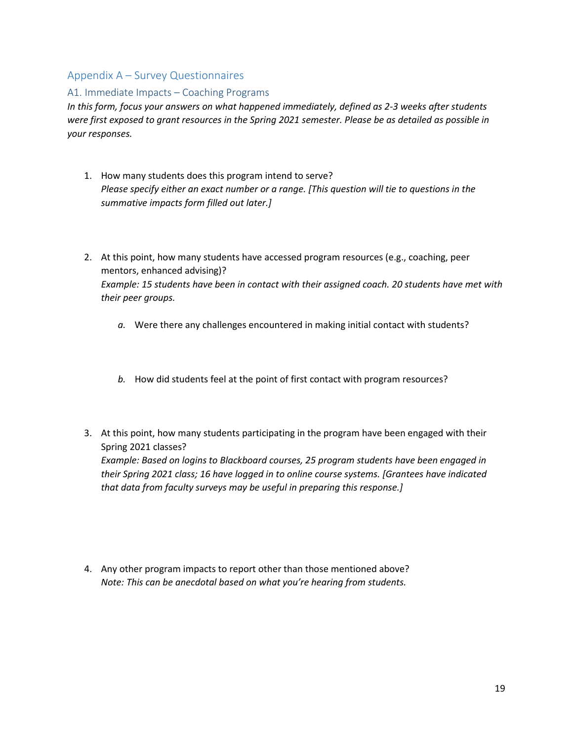## Appendix A – Survey Questionnaires

### A1. Immediate Impacts – Coaching Programs

*In this form, focus your answers on what happened immediately, defined as 2-3 weeks after students were first exposed to grant resources in the Spring 2021 semester. Please be as detailed as possible in your responses.*

1. How many students does this program intend to serve?
   *Please specify either an exact number or a range. [This question will tie to questions in the summative impacts form filled out later.]*

2. At this point, how many students have accessed program resources (e.g., coaching, peer mentors, enhanced advising)?
   *Example: 15 students have been in contact with their assigned coach. 20 students have met with their peer groups.*

   a. Were there any challenges encountered in making initial contact with students?

   b. How did students feel at the point of first contact with program resources?

3. At this point, how many students participating in the program have been engaged with their Spring 2021 classes?
   *Example: Based on logins to Blackboard courses, 25 program students have been engaged in their Spring 2021 class; 16 have logged in to online course systems. [Grantees have indicated that data from faculty surveys may be useful in preparing this response.]*

4. Any other program impacts to report other than those mentioned above?
   *Note: This can be anecdotal based on what you're hearing from students.*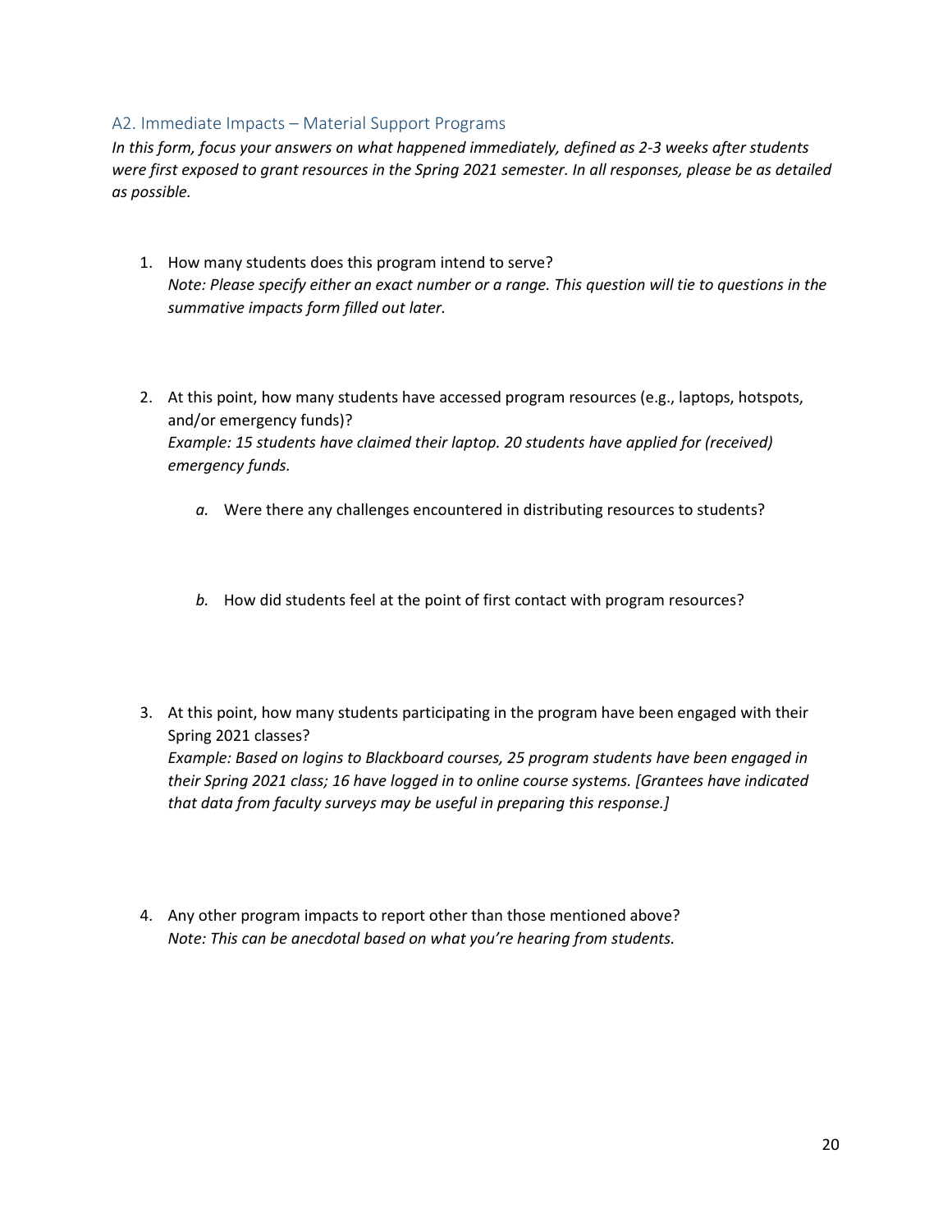## A2. Immediate Impacts – Material Support Programs

*In this form, focus your answers on what happened immediately, defined as 2-3 weeks after students were first exposed to grant resources in the Spring 2021 semester. In all responses, please be as detailed as possible.*

1. How many students does this program intend to serve?
   *Note: Please specify either an exact number or a range. This question will tie to questions in the summative impacts form filled out later.*

2. At this point, how many students have accessed program resources (e.g., laptops, hotspots, and/or emergency funds)?
   *Example: 15 students have claimed their laptop. 20 students have applied for (received) emergency funds.*

   *a.* Were there any challenges encountered in distributing resources to students?

   *b.* How did students feel at the point of first contact with program resources?

3. At this point, how many students participating in the program have been engaged with their Spring 2021 classes?
   *Example: Based on logins to Blackboard courses, 25 program students have been engaged in their Spring 2021 class; 16 have logged in to online course systems. [Grantees have indicated that data from faculty surveys may be useful in preparing this response.]*

4. Any other program impacts to report other than those mentioned above?
   *Note: This can be anecdotal based on what you're hearing from students.*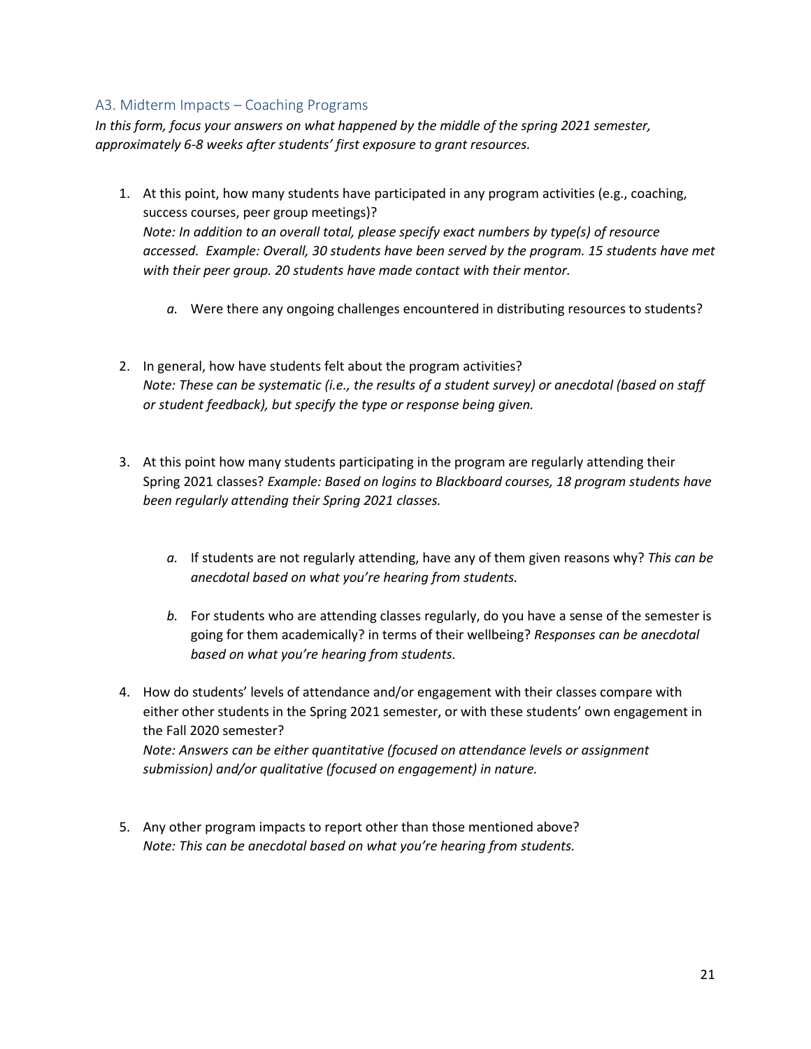### A3. Midterm Impacts – Coaching Programs

*In this form, focus your answers on what happened by the middle of the spring 2021 semester, approximately 6-8 weeks after students' first exposure to grant resources.*

1. At this point, how many students have participated in any program activities (e.g., coaching, success courses, peer group meetings)?
   *Note: In addition to an overall total, please specify exact numbers by type(s) of resource accessed. Example: Overall, 30 students have been served by the program. 15 students have met with their peer group. 20 students have made contact with their mentor.*

   *a.* Were there any ongoing challenges encountered in distributing resources to students?

2. In general, how have students felt about the program activities?
   *Note: These can be systematic (i.e., the results of a student survey) or anecdotal (based on staff or student feedback), but specify the type or response being given.*

3. At this point how many students participating in the program are regularly attending their Spring 2021 classes? *Example: Based on logins to Blackboard courses, 18 program students have been regularly attending their Spring 2021 classes.*

   *a.* If students are not regularly attending, have any of them given reasons why? *This can be anecdotal based on what you're hearing from students.*

   *b.* For students who are attending classes regularly, do you have a sense of the semester is going for them academically? in terms of their wellbeing? *Responses can be anecdotal based on what you're hearing from students.*

4. How do students' levels of attendance and/or engagement with their classes compare with either other students in the Spring 2021 semester, or with these students' own engagement in the Fall 2020 semester?
   *Note: Answers can be either quantitative (focused on attendance levels or assignment submission) and/or qualitative (focused on engagement) in nature.*

5. Any other program impacts to report other than those mentioned above?
   *Note: This can be anecdotal based on what you're hearing from students.*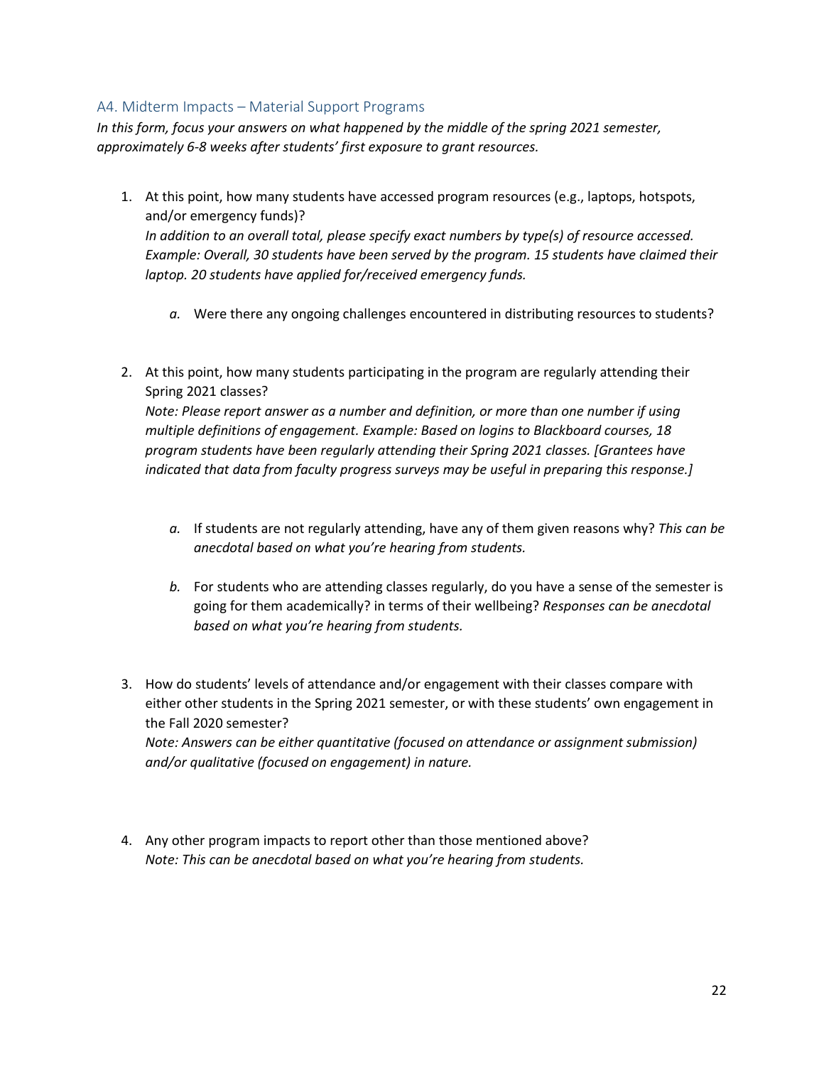## A4. Midterm Impacts – Material Support Programs

*In this form, focus your answers on what happened by the middle of the spring 2021 semester, approximately 6-8 weeks after students' first exposure to grant resources.*

1. At this point, how many students have accessed program resources (e.g., laptops, hotspots, and/or emergency funds)?
   *In addition to an overall total, please specify exact numbers by type(s) of resource accessed. Example: Overall, 30 students have been served by the program. 15 students have claimed their laptop. 20 students have applied for/received emergency funds.*

   a. Were there any ongoing challenges encountered in distributing resources to students?

2. At this point, how many students participating in the program are regularly attending their Spring 2021 classes?
   *Note: Please report answer as a number and definition, or more than one number if using multiple definitions of engagement. Example: Based on logins to Blackboard courses, 18 program students have been regularly attending their Spring 2021 classes. [Grantees have indicated that data from faculty progress surveys may be useful in preparing this response.]*

   a. If students are not regularly attending, have any of them given reasons why? *This can be anecdotal based on what you're hearing from students.*

   b. For students who are attending classes regularly, do you have a sense of the semester is going for them academically? in terms of their wellbeing? *Responses can be anecdotal based on what you're hearing from students.*

3. How do students' levels of attendance and/or engagement with their classes compare with either other students in the Spring 2021 semester, or with these students' own engagement in the Fall 2020 semester?
   *Note: Answers can be either quantitative (focused on attendance or assignment submission) and/or qualitative (focused on engagement) in nature.*

4. Any other program impacts to report other than those mentioned above?
   *Note: This can be anecdotal based on what you're hearing from students.*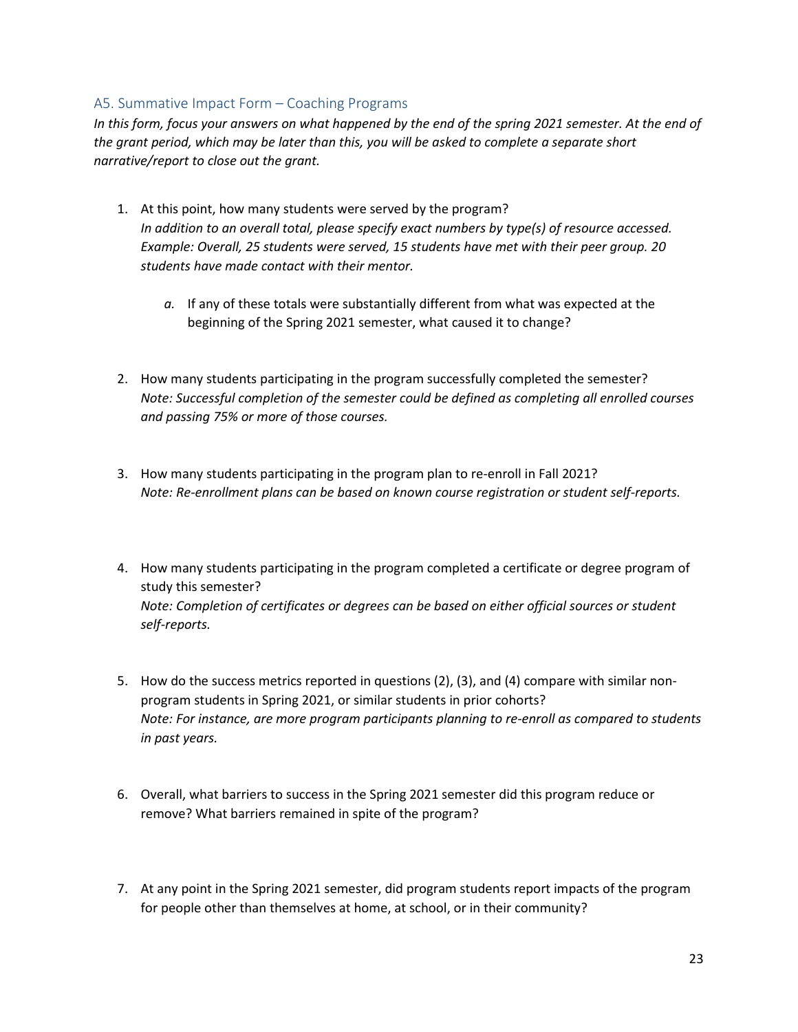## A5. Summative Impact Form – Coaching Programs

*In this form, focus your answers on what happened by the end of the spring 2021 semester. At the end of the grant period, which may be later than this, you will be asked to complete a separate short narrative/report to close out the grant.*

1. At this point, how many students were served by the program?
   *In addition to an overall total, please specify exact numbers by type(s) of resource accessed. Example: Overall, 25 students were served, 15 students have met with their peer group. 20 students have made contact with their mentor.*

   *a.* If any of these totals were substantially different from what was expected at the beginning of the Spring 2021 semester, what caused it to change?

2. How many students participating in the program successfully completed the semester?
   *Note: Successful completion of the semester could be defined as completing all enrolled courses and passing 75% or more of those courses.*

3. How many students participating in the program plan to re-enroll in Fall 2021?
   *Note: Re-enrollment plans can be based on known course registration or student self-reports.*

4. How many students participating in the program completed a certificate or degree program of study this semester?
   *Note: Completion of certificates or degrees can be based on either official sources or student self-reports.*

5. How do the success metrics reported in questions (2), (3), and (4) compare with similar non-program students in Spring 2021, or similar students in prior cohorts?
   *Note: For instance, are more program participants planning to re-enroll as compared to students in past years.*

6. Overall, what barriers to success in the Spring 2021 semester did this program reduce or remove? What barriers remained in spite of the program?

7. At any point in the Spring 2021 semester, did program students report impacts of the program for people other than themselves at home, at school, or in their community?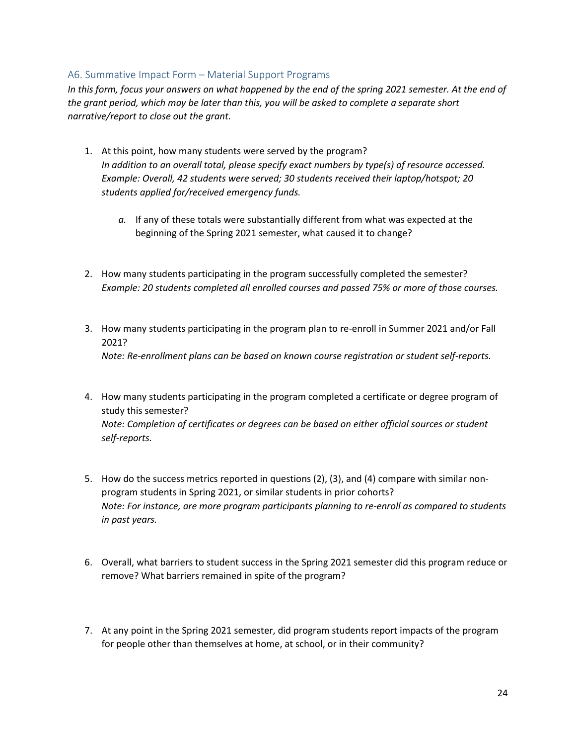## A6. Summative Impact Form – Material Support Programs

*In this form, focus your answers on what happened by the end of the spring 2021 semester. At the end of the grant period, which may be later than this, you will be asked to complete a separate short narrative/report to close out the grant.*

1. At this point, how many students were served by the program?
   *In addition to an overall total, please specify exact numbers by type(s) of resource accessed. Example: Overall, 42 students were served; 30 students received their laptop/hotspot; 20 students applied for/received emergency funds.*

   a. If any of these totals were substantially different from what was expected at the beginning of the Spring 2021 semester, what caused it to change?

2. How many students participating in the program successfully completed the semester?
   *Example: 20 students completed all enrolled courses and passed 75% or more of those courses.*

3. How many students participating in the program plan to re-enroll in Summer 2021 and/or Fall 2021?
   *Note: Re-enrollment plans can be based on known course registration or student self-reports.*

4. How many students participating in the program completed a certificate or degree program of study this semester?
   *Note: Completion of certificates or degrees can be based on either official sources or student self-reports.*

5. How do the success metrics reported in questions (2), (3), and (4) compare with similar non-program students in Spring 2021, or similar students in prior cohorts?
   *Note: For instance, are more program participants planning to re-enroll as compared to students in past years.*

6. Overall, what barriers to student success in the Spring 2021 semester did this program reduce or remove? What barriers remained in spite of the program?

7. At any point in the Spring 2021 semester, did program students report impacts of the program for people other than themselves at home, at school, or in their community?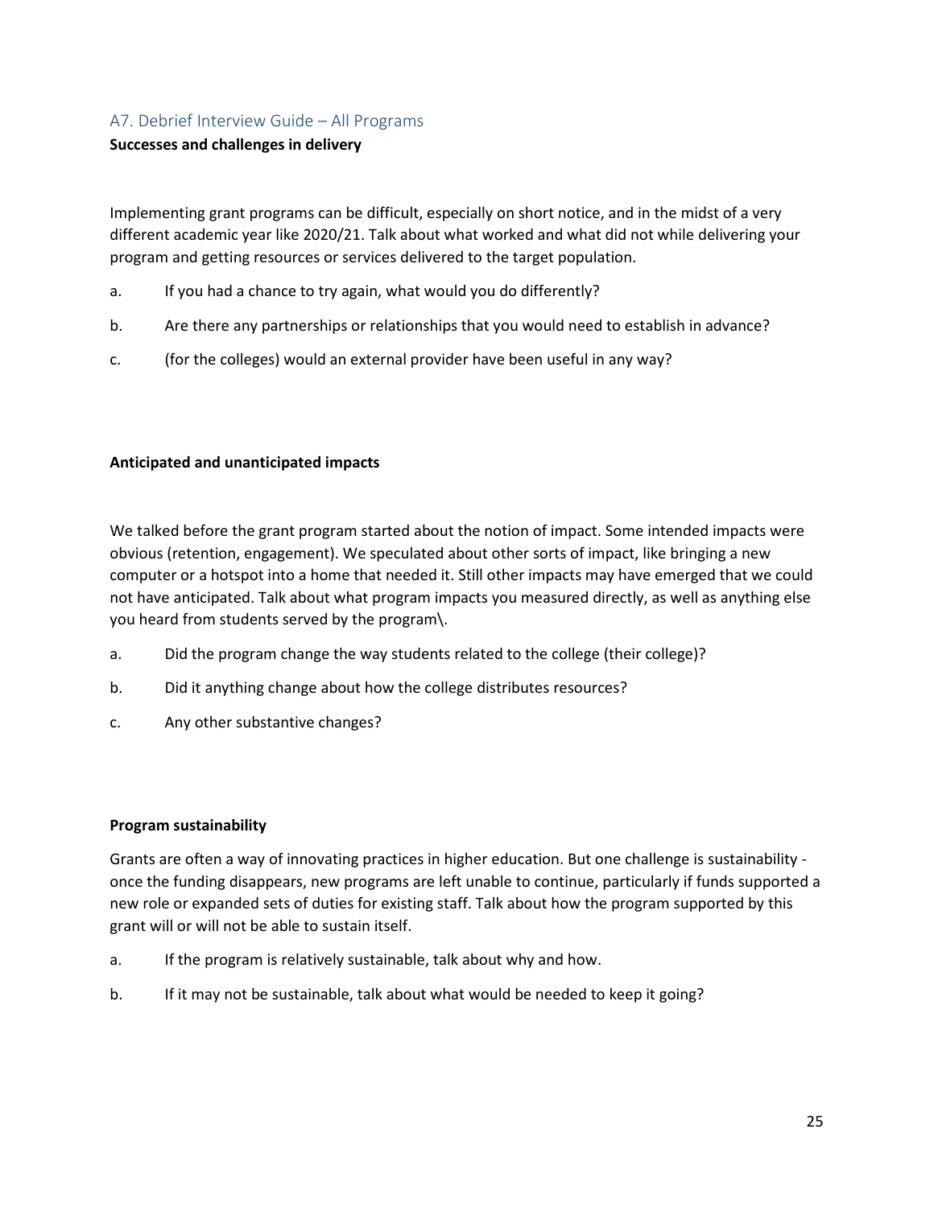## A7. Debrief Interview Guide – All Programs

**Successes and challenges in delivery**

Implementing grant programs can be difficult, especially on short notice, and in the midst of a very different academic year like 2020/21. Talk about what worked and what did not while delivering your program and getting resources or services delivered to the target population.

a. If you had a chance to try again, what would you do differently?

b. Are there any partnerships or relationships that you would need to establish in advance?

c. (for the colleges) would an external provider have been useful in any way?

**Anticipated and unanticipated impacts**

We talked before the grant program started about the notion of impact. Some intended impacts were obvious (retention, engagement). We speculated about other sorts of impact, like bringing a new computer or a hotspot into a home that needed it. Still other impacts may have emerged that we could not have anticipated. Talk about what program impacts you measured directly, as well as anything else you heard from students served by the program\.

a. Did the program change the way students related to the college (their college)?

b. Did it anything change about how the college distributes resources?

c. Any other substantive changes?

**Program sustainability**

Grants are often a way of innovating practices in higher education. But one challenge is sustainability - once the funding disappears, new programs are left unable to continue, particularly if funds supported a new role or expanded sets of duties for existing staff. Talk about how the program supported by this grant will or will not be able to sustain itself.

a. If the program is relatively sustainable, talk about why and how.

b. If it may not be sustainable, talk about what would be needed to keep it going?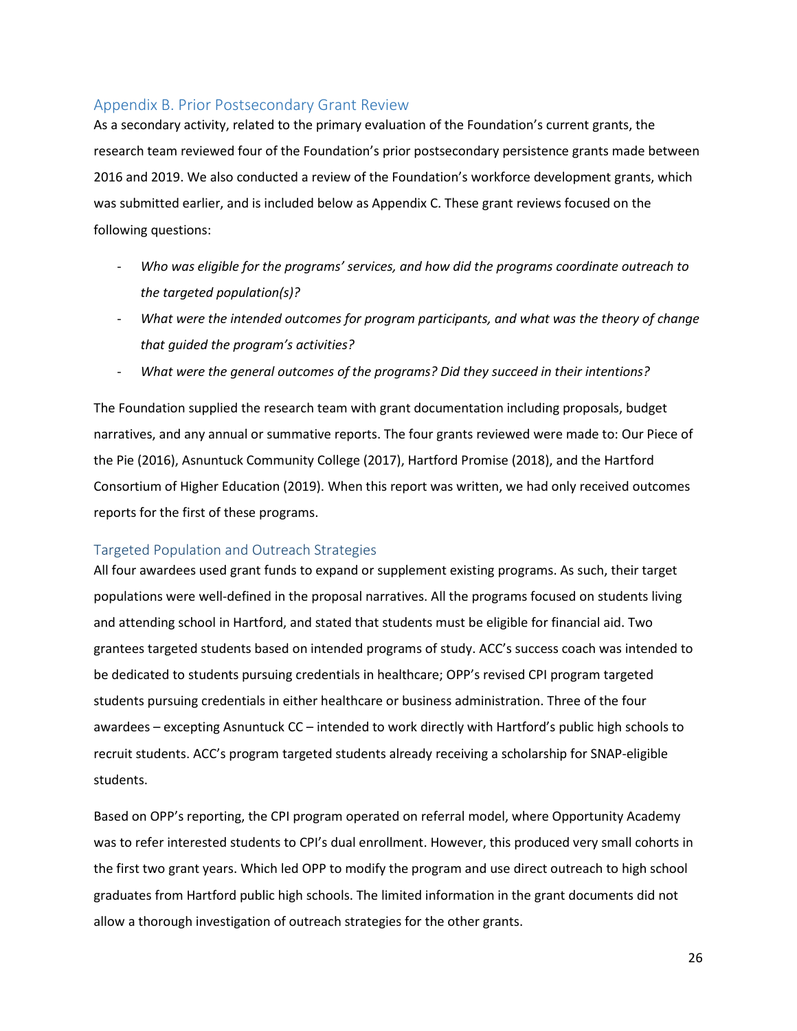## Appendix B. Prior Postsecondary Grant Review

As a secondary activity, related to the primary evaluation of the Foundation's current grants, the research team reviewed four of the Foundation's prior postsecondary persistence grants made between 2016 and 2019. We also conducted a review of the Foundation's workforce development grants, which was submitted earlier, and is included below as Appendix C. These grant reviews focused on the following questions:

- *Who was eligible for the programs' services, and how did the programs coordinate outreach to the targeted population(s)?*
- *What were the intended outcomes for program participants, and what was the theory of change that guided the program's activities?*
- *What were the general outcomes of the programs? Did they succeed in their intentions?*

The Foundation supplied the research team with grant documentation including proposals, budget narratives, and any annual or summative reports. The four grants reviewed were made to: Our Piece of the Pie (2016), Asnuntuck Community College (2017), Hartford Promise (2018), and the Hartford Consortium of Higher Education (2019). When this report was written, we had only received outcomes reports for the first of these programs.

### Targeted Population and Outreach Strategies

All four awardees used grant funds to expand or supplement existing programs. As such, their target populations were well-defined in the proposal narratives. All the programs focused on students living and attending school in Hartford, and stated that students must be eligible for financial aid. Two grantees targeted students based on intended programs of study. ACC's success coach was intended to be dedicated to students pursuing credentials in healthcare; OPP's revised CPI program targeted students pursuing credentials in either healthcare or business administration. Three of the four awardees – excepting Asnuntuck CC – intended to work directly with Hartford's public high schools to recruit students. ACC's program targeted students already receiving a scholarship for SNAP-eligible students.

Based on OPP's reporting, the CPI program operated on referral model, where Opportunity Academy was to refer interested students to CPI's dual enrollment. However, this produced very small cohorts in the first two grant years. Which led OPP to modify the program and use direct outreach to high school graduates from Hartford public high schools. The limited information in the grant documents did not allow a thorough investigation of outreach strategies for the other grants.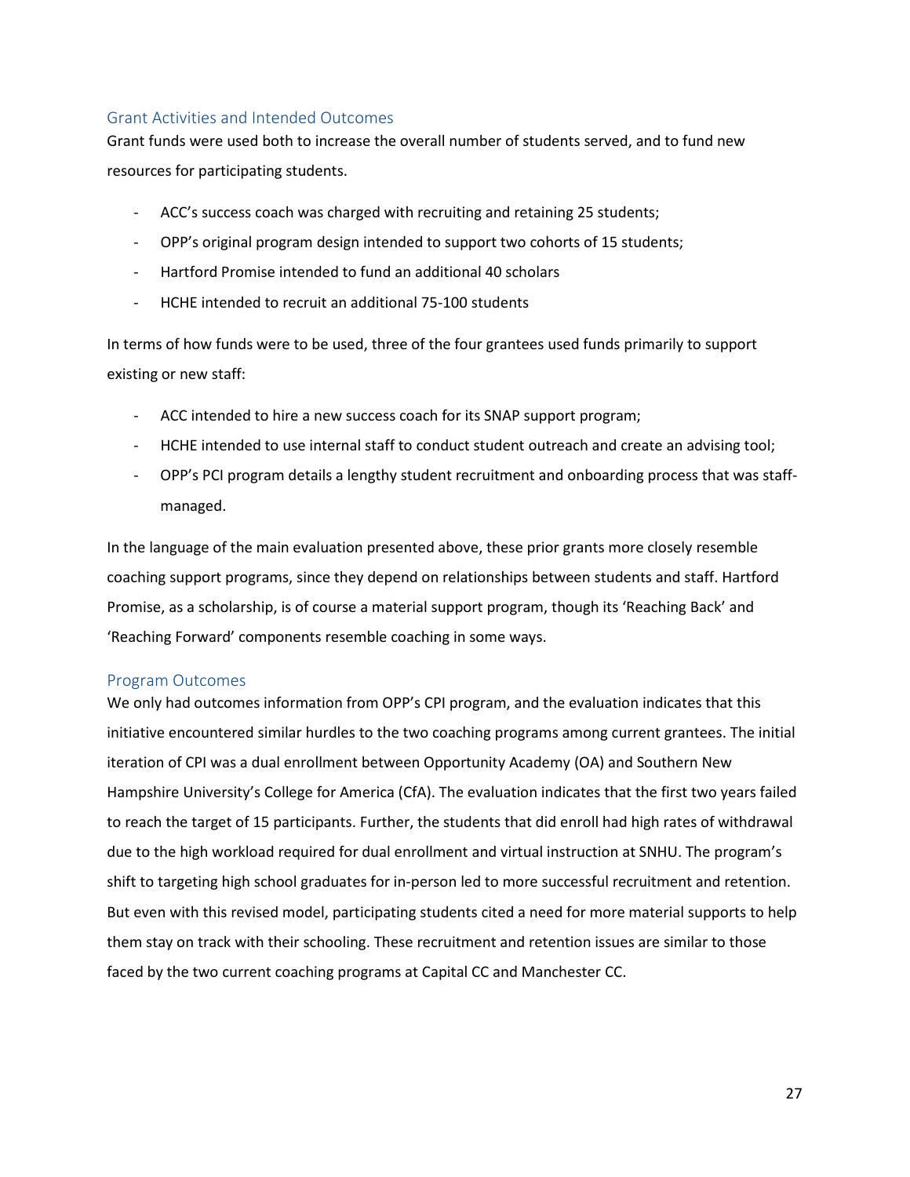## Grant Activities and Intended Outcomes

Grant funds were used both to increase the overall number of students served, and to fund new resources for participating students.

- ACC's success coach was charged with recruiting and retaining 25 students;
- OPP's original program design intended to support two cohorts of 15 students;
- Hartford Promise intended to fund an additional 40 scholars
- HCHE intended to recruit an additional 75-100 students

In terms of how funds were to be used, three of the four grantees used funds primarily to support existing or new staff:

- ACC intended to hire a new success coach for its SNAP support program;
- HCHE intended to use internal staff to conduct student outreach and create an advising tool;
- OPP's PCI program details a lengthy student recruitment and onboarding process that was staff-managed.

In the language of the main evaluation presented above, these prior grants more closely resemble coaching support programs, since they depend on relationships between students and staff. Hartford Promise, as a scholarship, is of course a material support program, though its 'Reaching Back' and 'Reaching Forward' components resemble coaching in some ways.

## Program Outcomes

We only had outcomes information from OPP's CPI program, and the evaluation indicates that this initiative encountered similar hurdles to the two coaching programs among current grantees. The initial iteration of CPI was a dual enrollment between Opportunity Academy (OA) and Southern New Hampshire University's College for America (CfA). The evaluation indicates that the first two years failed to reach the target of 15 participants. Further, the students that did enroll had high rates of withdrawal due to the high workload required for dual enrollment and virtual instruction at SNHU. The program's shift to targeting high school graduates for in-person led to more successful recruitment and retention. But even with this revised model, participating students cited a need for more material supports to help them stay on track with their schooling. These recruitment and retention issues are similar to those faced by the two current coaching programs at Capital CC and Manchester CC.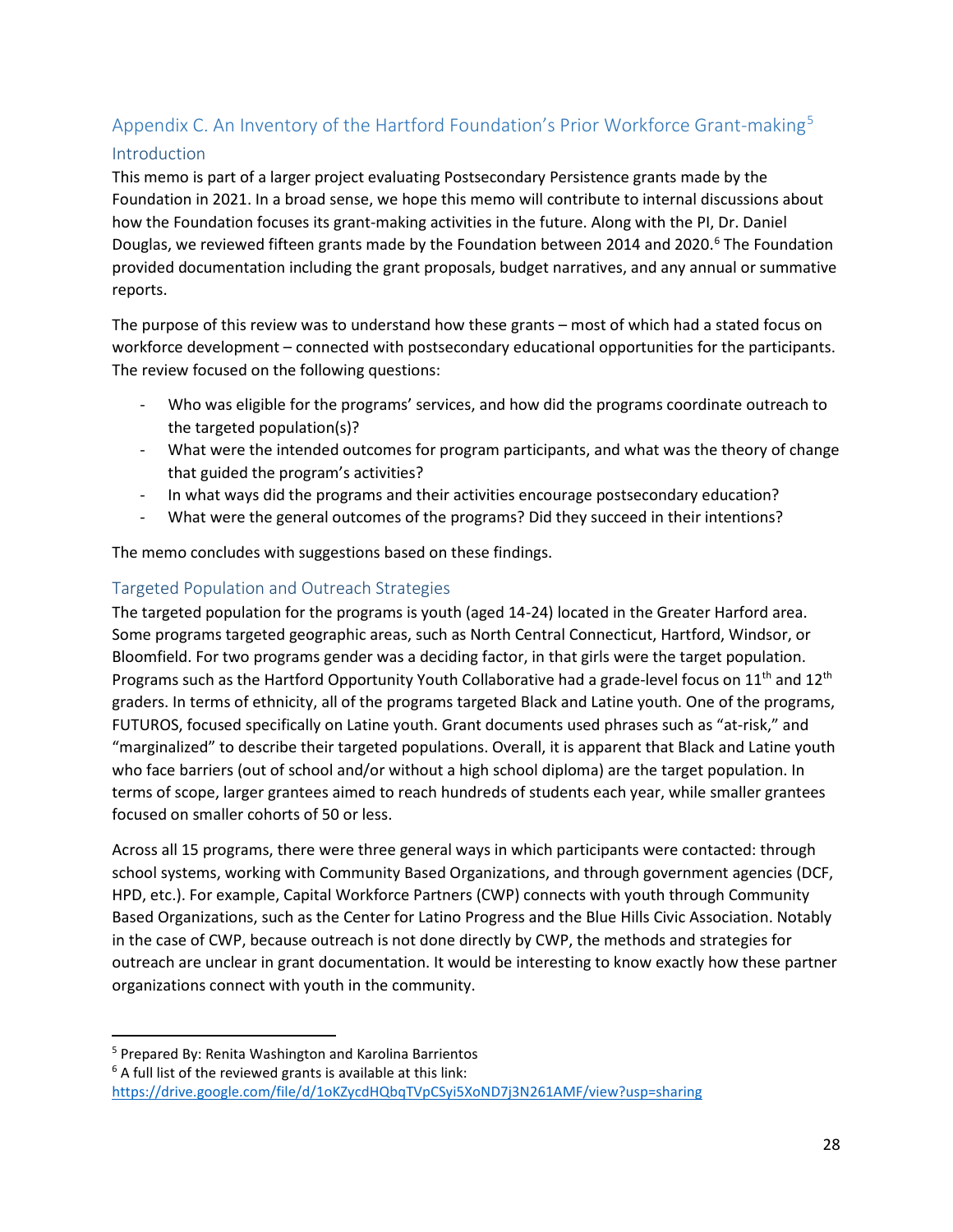## Appendix C. An Inventory of the Hartford Foundation's Prior Workforce Grant-making[5]

### Introduction

This memo is part of a larger project evaluating Postsecondary Persistence grants made by the Foundation in 2021. In a broad sense, we hope this memo will contribute to internal discussions about how the Foundation focuses its grant-making activities in the future. Along with the PI, Dr. Daniel Douglas, we reviewed fifteen grants made by the Foundation between 2014 and 2020.[6] The Foundation provided documentation including the grant proposals, budget narratives, and any annual or summative reports.

The purpose of this review was to understand how these grants – most of which had a stated focus on workforce development – connected with postsecondary educational opportunities for the participants. The review focused on the following questions:

- Who was eligible for the programs' services, and how did the programs coordinate outreach to the targeted population(s)?
- What were the intended outcomes for program participants, and what was the theory of change that guided the program's activities?
- In what ways did the programs and their activities encourage postsecondary education?
- What were the general outcomes of the programs? Did they succeed in their intentions?

The memo concludes with suggestions based on these findings.

### Targeted Population and Outreach Strategies

The targeted population for the programs is youth (aged 14-24) located in the Greater Harford area. Some programs targeted geographic areas, such as North Central Connecticut, Hartford, Windsor, or Bloomfield. For two programs gender was a deciding factor, in that girls were the target population. Programs such as the Hartford Opportunity Youth Collaborative had a grade-level focus on 11th and 12th graders. In terms of ethnicity, all of the programs targeted Black and Latine youth. One of the programs, FUTUROS, focused specifically on Latine youth. Grant documents used phrases such as "at-risk," and "marginalized" to describe their targeted populations. Overall, it is apparent that Black and Latine youth who face barriers (out of school and/or without a high school diploma) are the target population. In terms of scope, larger grantees aimed to reach hundreds of students each year, while smaller grantees focused on smaller cohorts of 50 or less.

Across all 15 programs, there were three general ways in which participants were contacted: through school systems, working with Community Based Organizations, and through government agencies (DCF, HPD, etc.). For example, Capital Workforce Partners (CWP) connects with youth through Community Based Organizations, such as the Center for Latino Progress and the Blue Hills Civic Association. Notably in the case of CWP, because outreach is not done directly by CWP, the methods and strategies for outreach are unclear in grant documentation. It would be interesting to know exactly how these partner organizations connect with youth in the community.

---

[5] Prepared By: Renita Washington and Karolina Barrientos

[6] A full list of the reviewed grants is available at this link: https://drive.google.com/file/d/1oKZycdHQbqTVpCSyi5XoND7j3N261AMF/view?usp=sharing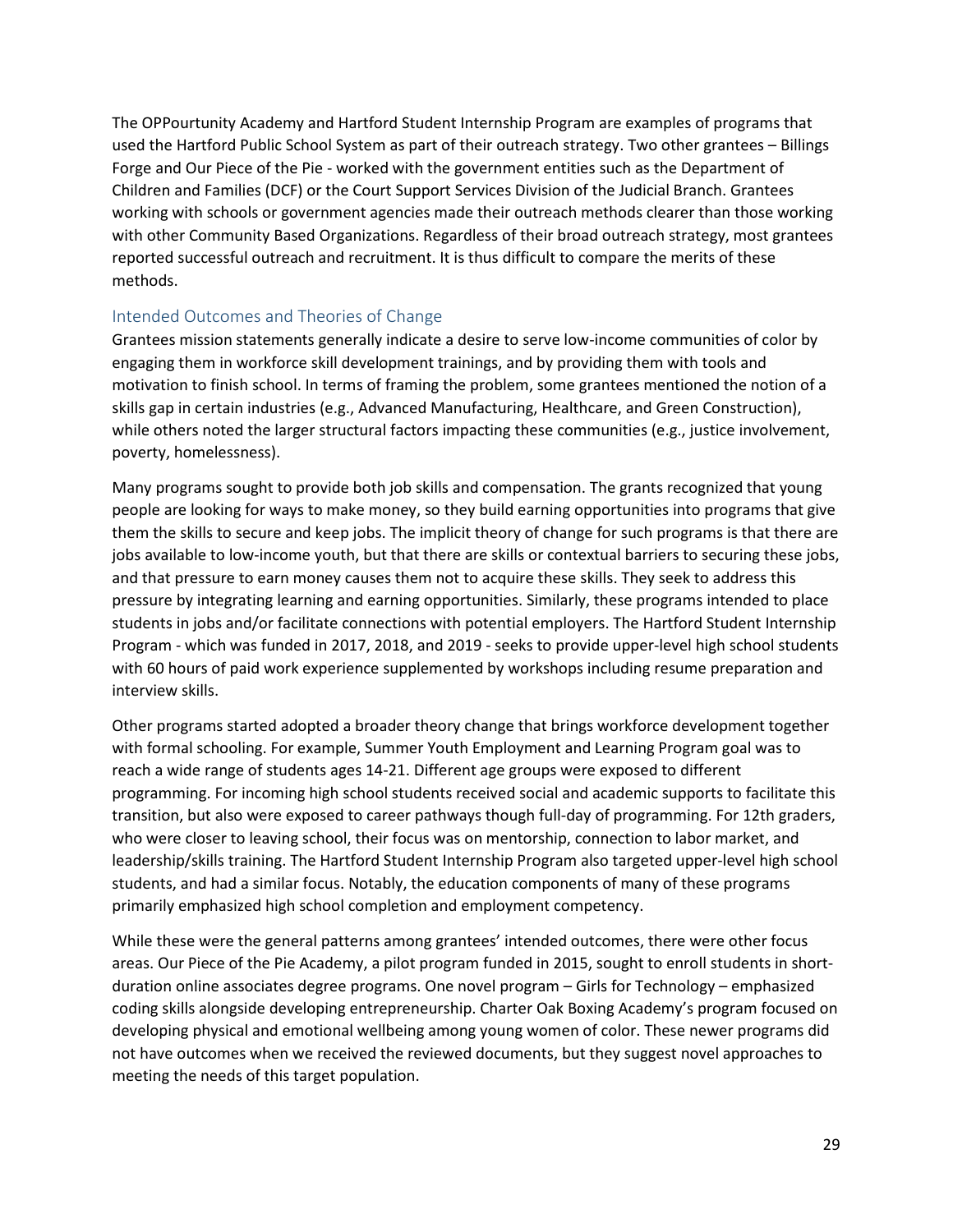The OPPourtunity Academy and Hartford Student Internship Program are examples of programs that used the Hartford Public School System as part of their outreach strategy. Two other grantees – Billings Forge and Our Piece of the Pie - worked with the government entities such as the Department of Children and Families (DCF) or the Court Support Services Division of the Judicial Branch. Grantees working with schools or government agencies made their outreach methods clearer than those working with other Community Based Organizations. Regardless of their broad outreach strategy, most grantees reported successful outreach and recruitment. It is thus difficult to compare the merits of these methods.

### Intended Outcomes and Theories of Change

Grantees mission statements generally indicate a desire to serve low-income communities of color by engaging them in workforce skill development trainings, and by providing them with tools and motivation to finish school. In terms of framing the problem, some grantees mentioned the notion of a skills gap in certain industries (e.g., Advanced Manufacturing, Healthcare, and Green Construction), while others noted the larger structural factors impacting these communities (e.g., justice involvement, poverty, homelessness).

Many programs sought to provide both job skills and compensation. The grants recognized that young people are looking for ways to make money, so they build earning opportunities into programs that give them the skills to secure and keep jobs. The implicit theory of change for such programs is that there are jobs available to low-income youth, but that there are skills or contextual barriers to securing these jobs, and that pressure to earn money causes them not to acquire these skills. They seek to address this pressure by integrating learning and earning opportunities. Similarly, these programs intended to place students in jobs and/or facilitate connections with potential employers. The Hartford Student Internship Program - which was funded in 2017, 2018, and 2019 - seeks to provide upper-level high school students with 60 hours of paid work experience supplemented by workshops including resume preparation and interview skills.

Other programs started adopted a broader theory change that brings workforce development together with formal schooling. For example, Summer Youth Employment and Learning Program goal was to reach a wide range of students ages 14-21. Different age groups were exposed to different programming. For incoming high school students received social and academic supports to facilitate this transition, but also were exposed to career pathways though full-day of programming. For 12th graders, who were closer to leaving school, their focus was on mentorship, connection to labor market, and leadership/skills training. The Hartford Student Internship Program also targeted upper-level high school students, and had a similar focus. Notably, the education components of many of these programs primarily emphasized high school completion and employment competency.

While these were the general patterns among grantees' intended outcomes, there were other focus areas. Our Piece of the Pie Academy, a pilot program funded in 2015, sought to enroll students in short-duration online associates degree programs. One novel program – Girls for Technology – emphasized coding skills alongside developing entrepreneurship. Charter Oak Boxing Academy's program focused on developing physical and emotional wellbeing among young women of color. These newer programs did not have outcomes when we received the reviewed documents, but they suggest novel approaches to meeting the needs of this target population.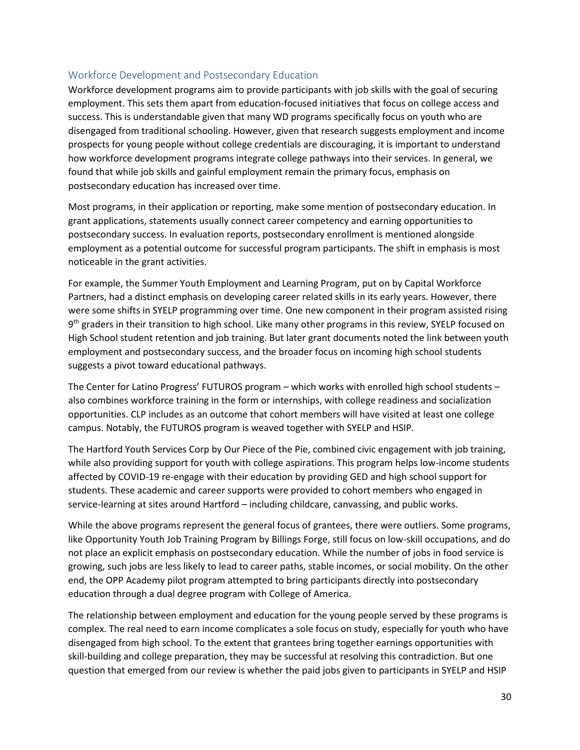## Workforce Development and Postsecondary Education

Workforce development programs aim to provide participants with job skills with the goal of securing employment. This sets them apart from education-focused initiatives that focus on college access and success. This is understandable given that many WD programs specifically focus on youth who are disengaged from traditional schooling. However, given that research suggests employment and income prospects for young people without college credentials are discouraging, it is important to understand how workforce development programs integrate college pathways into their services. In general, we found that while job skills and gainful employment remain the primary focus, emphasis on postsecondary education has increased over time.

Most programs, in their application or reporting, make some mention of postsecondary education. In grant applications, statements usually connect career competency and earning opportunities to postsecondary success. In evaluation reports, postsecondary enrollment is mentioned alongside employment as a potential outcome for successful program participants. The shift in emphasis is most noticeable in the grant activities.

For example, the Summer Youth Employment and Learning Program, put on by Capital Workforce Partners, had a distinct emphasis on developing career related skills in its early years. However, there were some shifts in SYELP programming over time. One new component in their program assisted rising 9th graders in their transition to high school. Like many other programs in this review, SYELP focused on High School student retention and job training. But later grant documents noted the link between youth employment and postsecondary success, and the broader focus on incoming high school students suggests a pivot toward educational pathways.

The Center for Latino Progress' FUTUROS program – which works with enrolled high school students – also combines workforce training in the form or internships, with college readiness and socialization opportunities. CLP includes as an outcome that cohort members will have visited at least one college campus. Notably, the FUTUROS program is weaved together with SYELP and HSIP.

The Hartford Youth Services Corp by Our Piece of the Pie, combined civic engagement with job training, while also providing support for youth with college aspirations. This program helps low-income students affected by COVID-19 re-engage with their education by providing GED and high school support for students. These academic and career supports were provided to cohort members who engaged in service-learning at sites around Hartford – including childcare, canvassing, and public works.

While the above programs represent the general focus of grantees, there were outliers. Some programs, like Opportunity Youth Job Training Program by Billings Forge, still focus on low-skill occupations, and do not place an explicit emphasis on postsecondary education. While the number of jobs in food service is growing, such jobs are less likely to lead to career paths, stable incomes, or social mobility. On the other end, the OPP Academy pilot program attempted to bring participants directly into postsecondary education through a dual degree program with College of America.

The relationship between employment and education for the young people served by these programs is complex. The real need to earn income complicates a sole focus on study, especially for youth who have disengaged from high school. To the extent that grantees bring together earnings opportunities with skill-building and college preparation, they may be successful at resolving this contradiction. But one question that emerged from our review is whether the paid jobs given to participants in SYELP and HSIP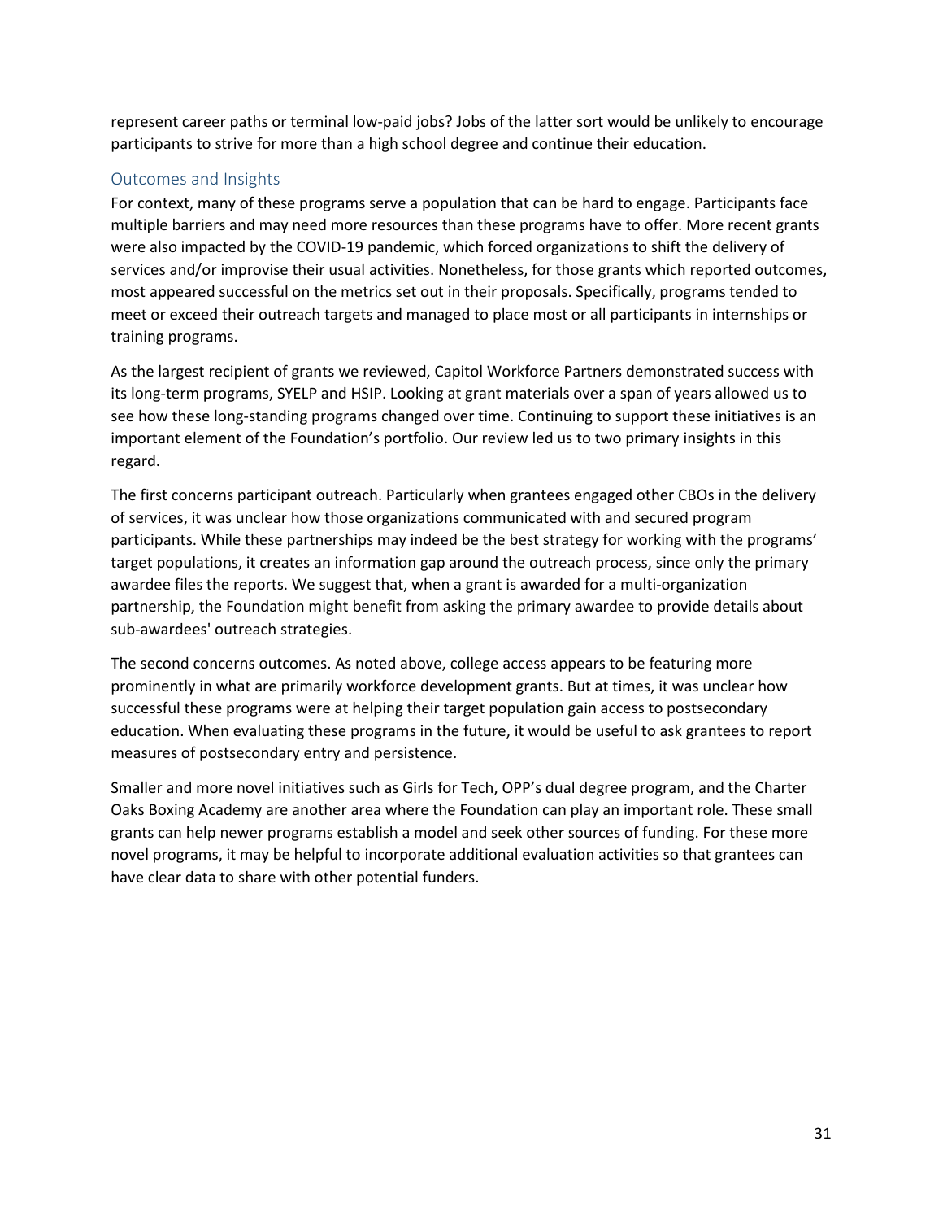represent career paths or terminal low-paid jobs? Jobs of the latter sort would be unlikely to encourage participants to strive for more than a high school degree and continue their education.

## Outcomes and Insights

For context, many of these programs serve a population that can be hard to engage. Participants face multiple barriers and may need more resources than these programs have to offer. More recent grants were also impacted by the COVID-19 pandemic, which forced organizations to shift the delivery of services and/or improvise their usual activities. Nonetheless, for those grants which reported outcomes, most appeared successful on the metrics set out in their proposals. Specifically, programs tended to meet or exceed their outreach targets and managed to place most or all participants in internships or training programs.

As the largest recipient of grants we reviewed, Capitol Workforce Partners demonstrated success with its long-term programs, SYELP and HSIP. Looking at grant materials over a span of years allowed us to see how these long-standing programs changed over time. Continuing to support these initiatives is an important element of the Foundation's portfolio. Our review led us to two primary insights in this regard.

The first concerns participant outreach. Particularly when grantees engaged other CBOs in the delivery of services, it was unclear how those organizations communicated with and secured program participants. While these partnerships may indeed be the best strategy for working with the programs' target populations, it creates an information gap around the outreach process, since only the primary awardee files the reports. We suggest that, when a grant is awarded for a multi-organization partnership, the Foundation might benefit from asking the primary awardee to provide details about sub-awardees' outreach strategies.

The second concerns outcomes. As noted above, college access appears to be featuring more prominently in what are primarily workforce development grants. But at times, it was unclear how successful these programs were at helping their target population gain access to postsecondary education. When evaluating these programs in the future, it would be useful to ask grantees to report measures of postsecondary entry and persistence.

Smaller and more novel initiatives such as Girls for Tech, OPP's dual degree program, and the Charter Oaks Boxing Academy are another area where the Foundation can play an important role. These small grants can help newer programs establish a model and seek other sources of funding. For these more novel programs, it may be helpful to incorporate additional evaluation activities so that grantees can have clear data to share with other potential funders.